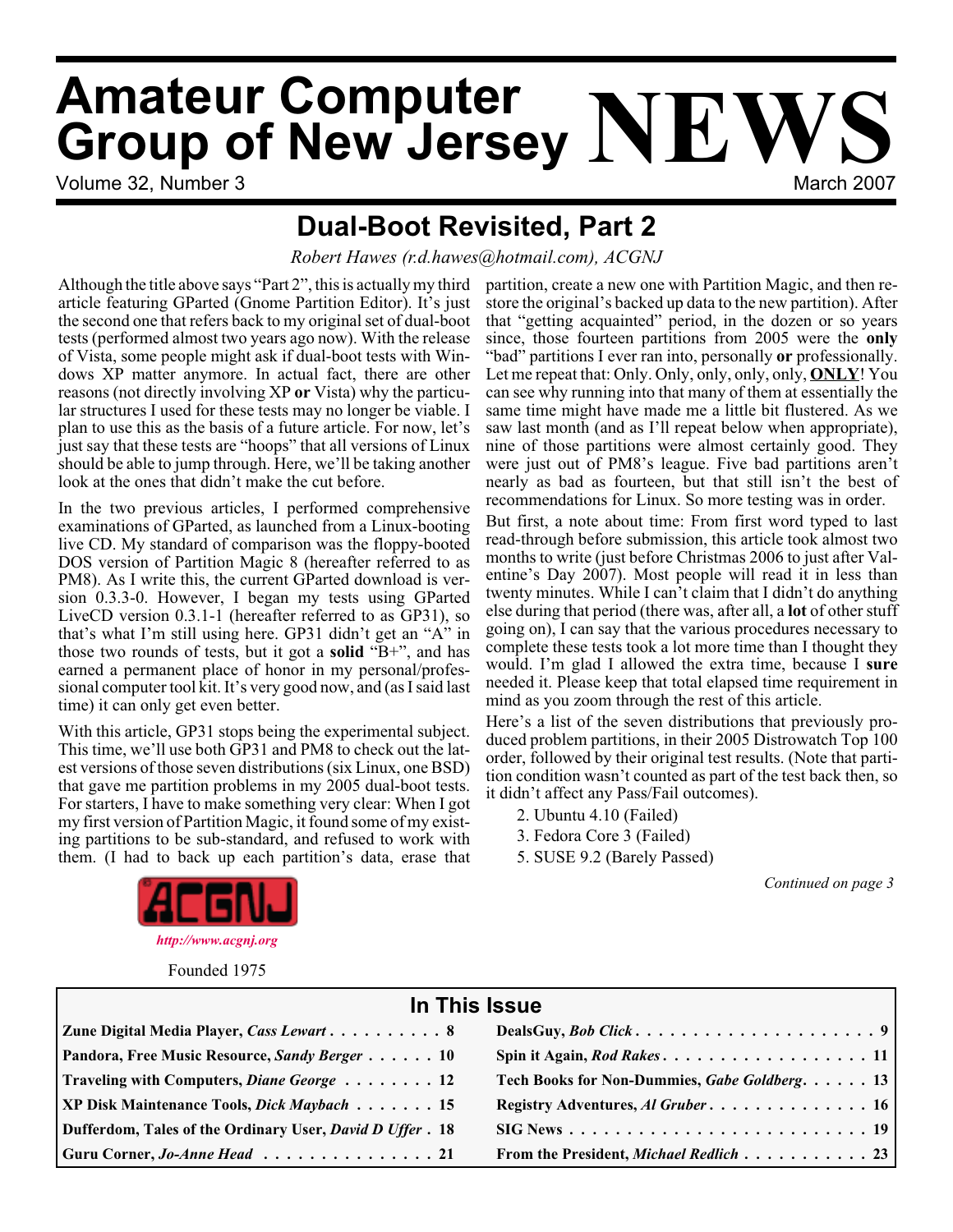# Amateur Computer Group of New Jersey NEWS

Volume 32, Number 3 — March 2007

## Dual-Boot Revisited, Part 2

*Robert Hawes (r.d.hawes@hotmail.com), ACGNJ*

Although the title above says "Part 2", this is actually my third article featuring GParted (Gnome Partition Editor). It's just the second one that refers back to my original set of dual-boot tests (performed almost two years ago now). With the release of Vista, some people might ask if dual-boot tests with Windows XP matter anymore. In actual fact, there are other reasons (not directly involving XP **or** Vista) why the particular structures I used for these tests may no longer be viable. I plan to use this as the basis of a future article. For now, let's just say that these tests are "hoops" that all versions of Linux should be able to jump through. Here, we'll be taking another look at the ones that didn't make the cut before.

In the two previous articles, I performed comprehensive examinations of GParted, as launched from a Linux-booting live CD. My standard of comparison was the floppy-booted DOS version of Partition Magic 8 (hereafter referred to as PM8). As I write this, the current GParted download is version 0.3.3-0. However, I began my tests using GParted LiveCD version 0.3.1-1 (hereafter referred to as GP31), so that's what I'm still using here. GP31 didn't get an "A" in those two rounds of tests, but it got a **solid** "B+", and has earned a permanent place of honor in my personal/professional computer tool kit. It's very good now, and (as I said last time) it can only get even better.

With this article, GP31 stops being the experimental subject. This time, we'll use both GP31 and PM8 to check out the latest versions of those seven distributions (six Linux, one BSD) that gave me partition problems in my 2005 dual-boot tests. For starters, I have to make something very clear: When I got my first version of Partition Magic, it found some of my existing partitions to be sub-standard, and refused to work with them. (I had to back up each partition's data, erase that partition, create a new one with Partition Magic, and then restore the original's backed up data to the new partition). After that "getting acquainted" period, in the dozen or so years since, those fourteen partitions from 2005 were the **only** "bad" partitions I ever ran into, personally **or** professionally. Let me repeat that: Only. Only, only, only, only, **ONLY**! You can see why running into that many of them at essentially the same time might have made me a little bit flustered. As we saw last month (and as I'll repeat below when appropriate), nine of those partitions were almost certainly good. They were just out of PM8's league. Five bad partitions aren't nearly as bad as fourteen, but that still isn't the best of recommendations for Linux. So more testing was in order.

But first, a note about time: From first word typed to last read-through before submission, this article took almost two months to write (just before Christmas 2006 to just after Valentine's Day 2007). Most people will read it in less than twenty minutes. While I can't claim that I didn't do anything else during that period (there was, after all, a **lot** of other stuff going on), I can say that the various procedures necessary to complete these tests took a lot more time than I thought they would. I'm glad I allowed the extra time, because I **sure** needed it. Please keep that total elapsed time requirement in mind as you zoom through the rest of this article.

Here's a list of the seven distributions that previously produced problem partitions, in their 2005 Distrowatch Top 100 order, followed by their original test results. (Note that partition condition wasn't counted as part of the test back then, so it didn't affect any Pass/Fail outcomes).

2. Ubuntu 4.10 (Failed)
3. Fedora Core 3 (Failed)
5. SUSE 9.2 (Barely Passed)

*Continued on page 3*

ACGNJ — *http://www.acgnj.org*

Founded 1975

## In This Issue

| | |
|---|---|
| Zune Digital Media Player, *Cass Lewart* . . . 8 | DealsGuy, *Bob Click* . . . 9 |
| Pandora, Free Music Resource, *Sandy Berger* . . . 10 | Spin it Again, *Rod Rakes* . . . 11 |
| Traveling with Computers, *Diane George* . . . 12 | Tech Books for Non-Dummies, *Gabe Goldberg* . . . 13 |
| XP Disk Maintenance Tools, *Dick Maybach* . . . 15 | Registry Adventures, *Al Gruber* . . . 16 |
| Dufferdom, Tales of the Ordinary User, *David D Uffer* . . . 18 | SIG News . . . 19 |
| Guru Corner, *Jo-Anne Head* . . . 21 | From the President, *Michael Redlich* . . . 23 |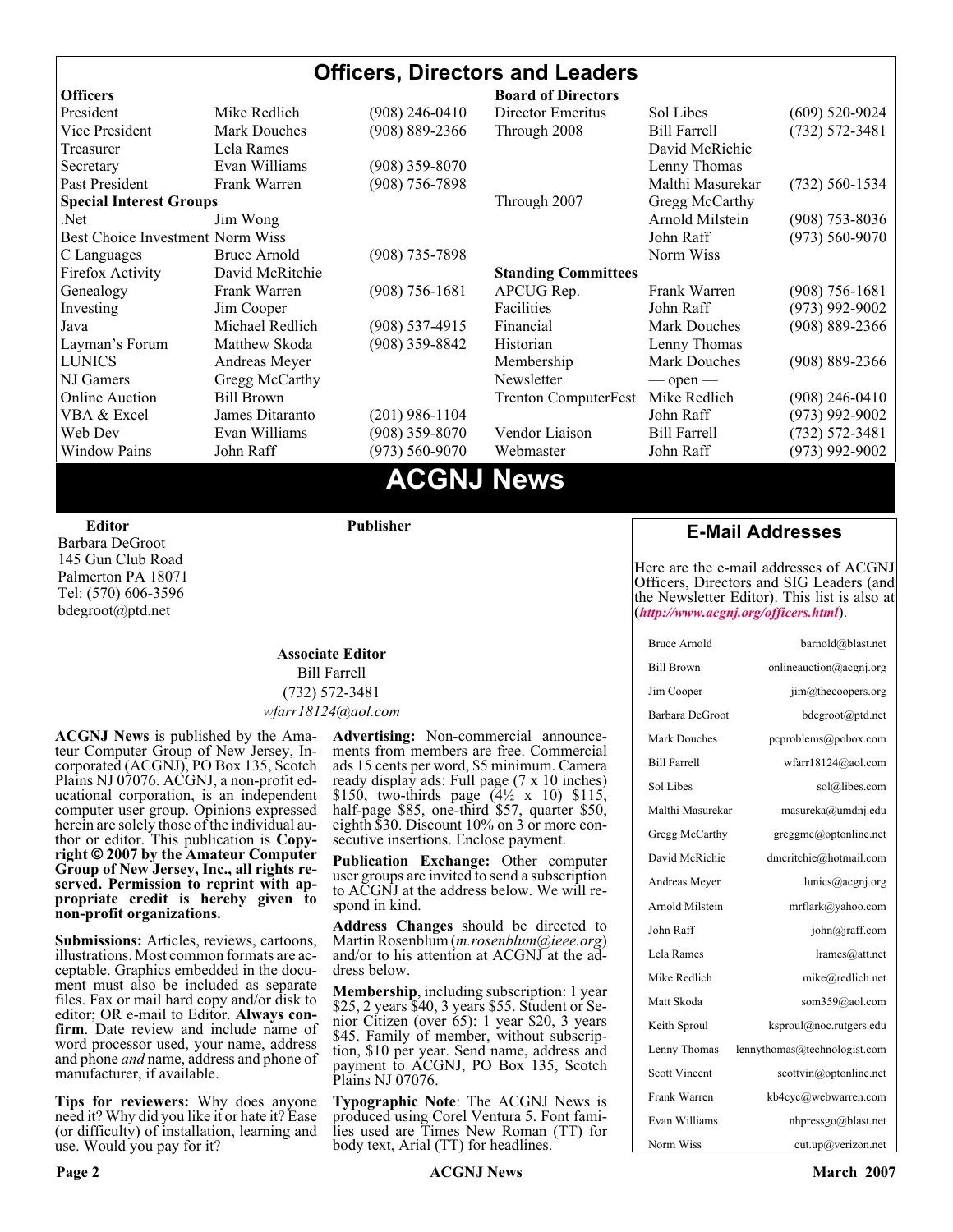# Officers, Directors and Leaders

| Officers | | | Board of Directors | | |
|---|---|---|---|---|---|
| President | Mike Redlich | (908) 246-0410 | Director Emeritus | Sol Libes | (609) 520-9024 |
| Vice President | Mark Douches | (908) 889-2366 | Through 2008 | Bill Farrell | (732) 572-3481 |
| Treasurer | Lela Rames | | | David McRichie | |
| Secretary | Evan Williams | (908) 359-8070 | | Lenny Thomas | |
| Past President | Frank Warren | (908) 756-7898 | | Malthi Masurekar | (732) 560-1534 |
| **Special Interest Groups** | | | Through 2007 | Gregg McCarthy | |
| .Net | Jim Wong | | | Arnold Milstein | (908) 753-8036 |
| Best Choice Investment | Norm Wiss | | | John Raff | (973) 560-9070 |
| C Languages | Bruce Arnold | (908) 735-7898 | | Norm Wiss | |
| Firefox Activity | David McRitchie | | **Standing Committees** | | |
| Genealogy | Frank Warren | (908) 756-1681 | APCUG Rep. | Frank Warren | (908) 756-1681 |
| Investing | Jim Cooper | | Facilities | John Raff | (973) 992-9002 |
| Java | Michael Redlich | (908) 537-4915 | Financial | Mark Douches | (908) 889-2366 |
| Layman's Forum | Matthew Skoda | (908) 359-8842 | Historian | Lenny Thomas | |
| LUNICS | Andreas Meyer | | Membership | Mark Douches | (908) 889-2366 |
| NJ Gamers | Gregg McCarthy | | Newsletter | — open — | |
| Online Auction | Bill Brown | | Trenton ComputerFest | Mike Redlich | (908) 246-0410 |
| VBA & Excel | James Ditaranto | (201) 986-1104 | | John Raff | (973) 992-9002 |
| Web Dev | Evan Williams | (908) 359-8070 | Vendor Liaison | Bill Farrell | (732) 572-3481 |
| Window Pains | John Raff | (973) 560-9070 | Webmaster | John Raff | (973) 992-9002 |

# ACGNJ News

**Editor**
Barbara DeGroot
145 Gun Club Road
Palmerton PA 18071
Tel: (570) 606-3596
bdegroot@ptd.net

**Publisher**

**Associate Editor**
Bill Farrell
(732) 572-3481
*wfarr18124@aol.com*

**ACGNJ News** is published by the Amateur Computer Group of New Jersey, Incorporated (ACGNJ), PO Box 135, Scotch Plains NJ 07076. ACGNJ, a non-profit educational corporation, is an independent computer user group. Opinions expressed herein are solely those of the individual author or editor. This publication is **Copyright © 2007 by the Amateur Computer Group of New Jersey, Inc., all rights reserved. Permission to reprint with appropriate credit is hereby given to non-profit organizations.**

**Submissions:** Articles, reviews, cartoons, illustrations. Most common formats are acceptable. Graphics embedded in the document must also be included as separate files. Fax or mail hard copy and/or disk to editor; OR e-mail to Editor. **Always confirm**. Date review and include name of word processor used, your name, address and phone *and* name, address and phone of manufacturer, if available.

**Tips for reviewers:** Why does anyone need it? Why did you like it or hate it? Ease (or difficulty) of installation, learning and use. Would you pay for it?

**Advertising:** Non-commercial announcements from members are free. Commercial ads 15 cents per word, $5 minimum. Camera ready display ads: Full page (7 x 10 inches) $150, two-thirds page (4½ x 10) $115, half-page $85, one-third $57, quarter $50, eighth $30. Discount 10% on 3 or more consecutive insertions. Enclose payment.

**Publication Exchange:** Other computer user groups are invited to send a subscription to ACGNJ at the address below. We will respond in kind.

**Address Changes** should be directed to Martin Rosenblum (*m.rosenblum@ieee.org*) and/or to his attention at ACGNJ at the address below.

**Membership**, including subscription: 1 year $25, 2 years $40, 3 years $55. Student or Senior Citizen (over 65): 1 year $20, 3 years $45. Family of member, without subscription, $10 per year. Send name, address and payment to ACGNJ, PO Box 135, Scotch Plains NJ 07076.

**Typographic Note**: The ACGNJ News is produced using Corel Ventura 5. Font families used are Times New Roman (TT) for body text, Arial (TT) for headlines.

## E-Mail Addresses

Here are the e-mail addresses of ACGNJ Officers, Directors and SIG Leaders (and the Newsletter Editor). This list is also at (***http://www.acgnj.org/officers.html***).

| | |
|---|---|
| Bruce Arnold | barnold@blast.net |
| Bill Brown | onlineauction@acgnj.org |
| Jim Cooper | jim@thecoopers.org |
| Barbara DeGroot | bdegroot@ptd.net |
| Mark Douches | pcproblems@pobox.com |
| Bill Farrell | wfarr18124@aol.com |
| Sol Libes | sol@libes.com |
| Malthi Masurekar | masureka@umdnj.edu |
| Gregg McCarthy | greggmc@optonline.net |
| David McRichie | dmcritchie@hotmail.com |
| Andreas Meyer | lunics@acgnj.org |
| Arnold Milstein | mrflark@yahoo.com |
| John Raff | john@jraff.com |
| Lela Rames | lrames@att.net |
| Mike Redlich | mike@redlich.net |
| Matt Skoda | som359@aol.com |
| Keith Sproul | ksproul@noc.rutgers.edu |
| Lenny Thomas | lennythomas@technologist.com |
| Scott Vincent | scottvin@optonline.net |
| Frank Warren | kb4cyc@webwarren.com |
| Evan Williams | nhpressgo@blast.net |
| Norm Wiss | cut.up@verizon.net |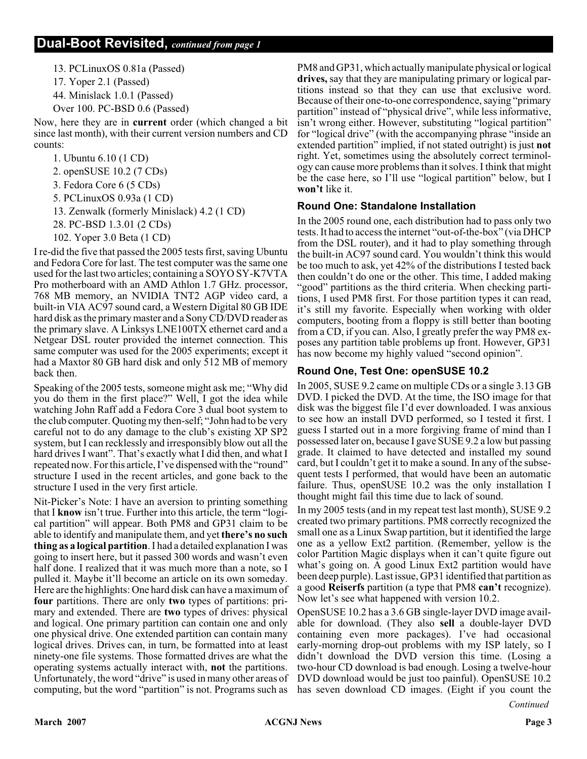## Dual-Boot Revisited, *continued from page 1*

13. PCLinuxOS 0.81a (Passed)
17. Yoper 2.1 (Passed)
44. Minislack 1.0.1 (Passed)
Over 100. PC-BSD 0.6 (Passed)

Now, here they are in **current** order (which changed a bit since last month), with their current version numbers and CD counts:

1. Ubuntu 6.10 (1 CD)
2. openSUSE 10.2 (7 CDs)
3. Fedora Core 6 (5 CDs)
5. PCLinuxOS 0.93a (1 CD)
13. Zenwalk (formerly Minislack) 4.2 (1 CD)
28. PC-BSD 1.3.01 (2 CDs)
102. Yoper 3.0 Beta (1 CD)

I re-did the five that passed the 2005 tests first, saving Ubuntu and Fedora Core for last. The test computer was the same one used for the last two articles; containing a SOYO SY-K7VTA Pro motherboard with an AMD Athlon 1.7 GHz. processor, 768 MB memory, an NVIDIA TNT2 AGP video card, a built-in VIA AC97 sound card, a Western Digital 80 GB IDE hard disk as the primary master and a Sony CD/DVD reader as the primary slave. A Linksys LNE100TX ethernet card and a Netgear DSL router provided the internet connection. This same computer was used for the 2005 experiments; except it had a Maxtor 80 GB hard disk and only 512 MB of memory back then.

Speaking of the 2005 tests, someone might ask me; "Why did you do them in the first place?" Well, I got the idea while watching John Raff add a Fedora Core 3 dual boot system to the club computer. Quoting my then-self; "John had to be very careful not to do any damage to the club's existing XP SP2 system, but I can recklessly and irresponsibly blow out all the hard drives I want". That's exactly what I did then, and what I repeated now. For this article, I've dispensed with the "round" structure I used in the recent articles, and gone back to the structure I used in the very first article.

Nit-Picker's Note: I have an aversion to printing something that I **know** isn't true. Further into this article, the term "logical partition" will appear. Both PM8 and GP31 claim to be able to identify and manipulate them, and yet **there's no such thing as a logical partition**. I had a detailed explanation I was going to insert here, but it passed 300 words and wasn't even half done. I realized that it was much more than a note, so I pulled it. Maybe it'll become an article on its own someday. Here are the highlights: One hard disk can have a maximum of **four** partitions. There are only **two** types of partitions: primary and extended. There are **two** types of drives: physical and logical. One primary partition can contain one and only one physical drive. One extended partition can contain many logical drives. Drives can, in turn, be formatted into at least ninety-one file systems. Those formatted drives are what the operating systems actually interact with, **not** the partitions. Unfortunately, the word "drive" is used in many other areas of computing, but the word "partition" is not. Programs such as PM8 and GP31, which actually manipulate physical or logical **drives,** say that they are manipulating primary or logical partitions instead so that they can use that exclusive word. Because of their one-to-one correspondence, saying "primary partition" instead of "physical drive", while less informative, isn't wrong either. However, substituting "logical partition" for "logical drive" (with the accompanying phrase "inside an extended partition" implied, if not stated outright) is just **not** right. Yet, sometimes using the absolutely correct terminology can cause more problems than it solves. I think that might be the case here, so I'll use "logical partition" below, but I **won't** like it.

### Round One: Standalone Installation

In the 2005 round one, each distribution had to pass only two tests. It had to access the internet "out-of-the-box" (via DHCP from the DSL router), and it had to play something through the built-in AC97 sound card. You wouldn't think this would be too much to ask, yet 42% of the distributions I tested back then couldn't do one or the other. This time, I added making "good" partitions as the third criteria. When checking partitions, I used PM8 first. For those partition types it can read, it's still my favorite. Especially when working with older computers, booting from a floppy is still better than booting from a CD, if you can. Also, I greatly prefer the way PM8 exposes any partition table problems up front. However, GP31 has now become my highly valued "second opinion".

### Round One, Test One: openSUSE 10.2

In 2005, SUSE 9.2 came on multiple CDs or a single 3.13 GB DVD. I picked the DVD. At the time, the ISO image for that disk was the biggest file I'd ever downloaded. I was anxious to see how an install DVD performed, so I tested it first. I guess I started out in a more forgiving frame of mind than I possessed later on, because I gave SUSE 9.2 a low but passing grade. It claimed to have detected and installed my sound card, but I couldn't get it to make a sound. In any of the subsequent tests I performed, that would have been an automatic failure. Thus, openSUSE 10.2 was the only installation I thought might fail this time due to lack of sound.

In my 2005 tests (and in my repeat test last month), SUSE 9.2 created two primary partitions. PM8 correctly recognized the small one as a Linux Swap partition, but it identified the large one as a yellow Ext2 partition. (Remember, yellow is the color Partition Magic displays when it can't quite figure out what's going on. A good Linux Ext2 partition would have been deep purple). Last issue, GP31 identified that partition as a good **Reiserfs** partition (a type that PM8 **can't** recognize). Now let's see what happened with version 10.2.

OpenSUSE 10.2 has a 3.6 GB single-layer DVD image available for download. (They also **sell** a double-layer DVD containing even more packages). I've had occasional early-morning drop-out problems with my ISP lately, so I didn't download the DVD version this time. (Losing a two-hour CD download is bad enough. Losing a twelve-hour DVD download would be just too painful). OpenSUSE 10.2 has seven download CD images. (Eight if you count the

*Continued*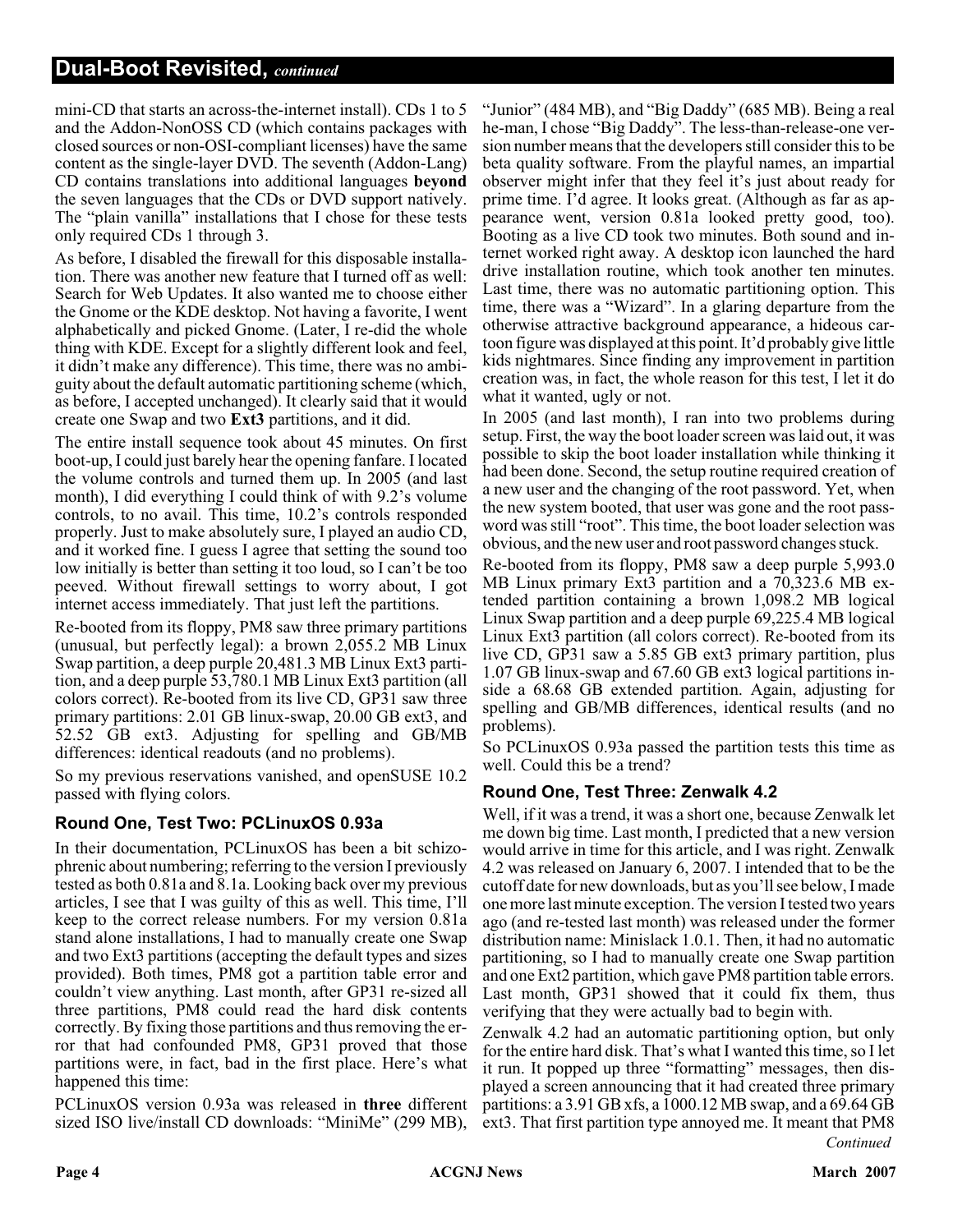mini-CD that starts an across-the-internet install). CDs 1 to 5 and the Addon-NonOSS CD (which contains packages with closed sources or non-OSI-compliant licenses) have the same content as the single-layer DVD. The seventh (Addon-Lang) CD contains translations into additional languages **beyond** the seven languages that the CDs or DVD support natively. The "plain vanilla" installations that I chose for these tests only required CDs 1 through 3.

As before, I disabled the firewall for this disposable installation. There was another new feature that I turned off as well: Search for Web Updates. It also wanted me to choose either the Gnome or the KDE desktop. Not having a favorite, I went alphabetically and picked Gnome. (Later, I re-did the whole thing with KDE. Except for a slightly different look and feel, it didn't make any difference). This time, there was no ambiguity about the default automatic partitioning scheme (which, as before, I accepted unchanged). It clearly said that it would create one Swap and two **Ext3** partitions, and it did.

The entire install sequence took about 45 minutes. On first boot-up, I could just barely hear the opening fanfare. I located the volume controls and turned them up. In 2005 (and last month), I did everything I could think of with 9.2's volume controls, to no avail. This time, 10.2's controls responded properly. Just to make absolutely sure, I played an audio CD, and it worked fine. I guess I agree that setting the sound too low initially is better than setting it too loud, so I can't be too peeved. Without firewall settings to worry about, I got internet access immediately. That just left the partitions.

Re-booted from its floppy, PM8 saw three primary partitions (unusual, but perfectly legal): a brown 2,055.2 MB Linux Swap partition, a deep purple 20,481.3 MB Linux Ext3 partition, and a deep purple 53,780.1 MB Linux Ext3 partition (all colors correct). Re-booted from its live CD, GP31 saw three primary partitions: 2.01 GB linux-swap, 20.00 GB ext3, and 52.52 GB ext3. Adjusting for spelling and GB/MB differences: identical readouts (and no problems).

So my previous reservations vanished, and openSUSE 10.2 passed with flying colors.

### Round One, Test Two: PCLinuxOS 0.93a

In their documentation, PCLinuxOS has been a bit schizophrenic about numbering; referring to the version I previously tested as both 0.81a and 8.1a. Looking back over my previous articles, I see that I was guilty of this as well. This time, I'll keep to the correct release numbers. For my version 0.81a stand alone installations, I had to manually create one Swap and two Ext3 partitions (accepting the default types and sizes provided). Both times, PM8 got a partition table error and couldn't view anything. Last month, after GP31 re-sized all three partitions, PM8 could read the hard disk contents correctly. By fixing those partitions and thus removing the error that had confounded PM8, GP31 proved that those partitions were, in fact, bad in the first place. Here's what happened this time:

PCLinuxOS version 0.93a was released in **three** different sized ISO live/install CD downloads: "MiniMe" (299 MB), "Junior" (484 MB), and "Big Daddy" (685 MB). Being a real he-man, I chose "Big Daddy". The less-than-release-one version number means that the developers still consider this to be beta quality software. From the playful names, an impartial observer might infer that they feel it's just about ready for prime time. I'd agree. It looks great. (Although as far as appearance went, version 0.81a looked pretty good, too). Booting as a live CD took two minutes. Both sound and internet worked right away. A desktop icon launched the hard drive installation routine, which took another ten minutes. Last time, there was no automatic partitioning option. This time, there was a "Wizard". In a glaring departure from the otherwise attractive background appearance, a hideous cartoon figure was displayed at this point. It'd probably give little kids nightmares. Since finding any improvement in partition creation was, in fact, the whole reason for this test, I let it do what it wanted, ugly or not.

In 2005 (and last month), I ran into two problems during setup. First, the way the boot loader screen was laid out, it was possible to skip the boot loader installation while thinking it had been done. Second, the setup routine required creation of a new user and the changing of the root password. Yet, when the new system booted, that user was gone and the root password was still "root". This time, the boot loader selection was obvious, and the new user and root password changes stuck.

Re-booted from its floppy, PM8 saw a deep purple 5,993.0 MB Linux primary Ext3 partition and a 70,323.6 MB extended partition containing a brown 1,098.2 MB logical Linux Swap partition and a deep purple 69,225.4 MB logical Linux Ext3 partition (all colors correct). Re-booted from its live CD, GP31 saw a 5.85 GB ext3 primary partition, plus 1.07 GB linux-swap and 67.60 GB ext3 logical partitions inside a 68.68 GB extended partition. Again, adjusting for spelling and GB/MB differences, identical results (and no problems).

So PCLinuxOS 0.93a passed the partition tests this time as well. Could this be a trend?

### Round One, Test Three: Zenwalk 4.2

Well, if it was a trend, it was a short one, because Zenwalk let me down big time. Last month, I predicted that a new version would arrive in time for this article, and I was right. Zenwalk 4.2 was released on January 6, 2007. I intended that to be the cutoff date for new downloads, but as you'll see below, I made one more last minute exception. The version I tested two years ago (and re-tested last month) was released under the former distribution name: Minislack 1.0.1. Then, it had no automatic partitioning, so I had to manually create one Swap partition and one Ext2 partition, which gave PM8 partition table errors. Last month, GP31 showed that it could fix them, thus verifying that they were actually bad to begin with.

Zenwalk 4.2 had an automatic partitioning option, but only for the entire hard disk. That's what I wanted this time, so I let it run. It popped up three "formatting" messages, then displayed a screen announcing that it had created three primary partitions: a 3.91 GB xfs, a 1000.12 MB swap, and a 69.64 GB ext3. That first partition type annoyed me. It meant that PM8

*Continued*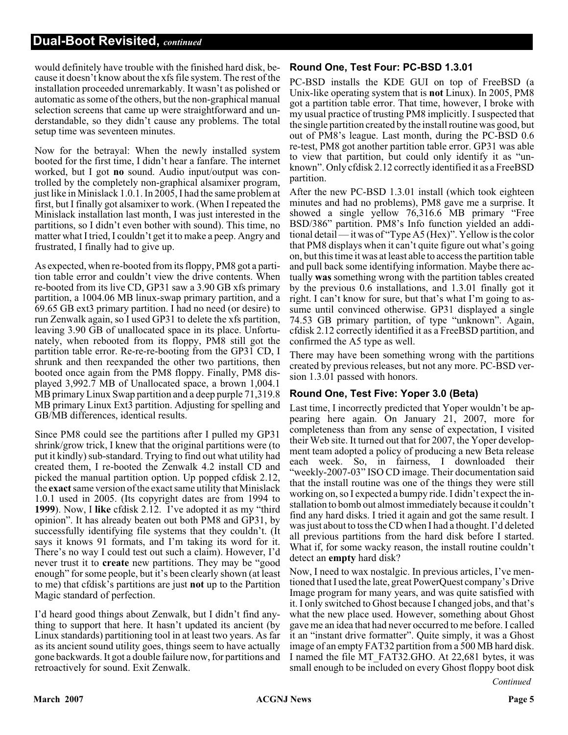would definitely have trouble with the finished hard disk, because it doesn't know about the xfs file system. The rest of the installation proceeded unremarkably. It wasn't as polished or automatic as some of the others, but the non-graphical manual selection screens that came up were straightforward and understandable, so they didn't cause any problems. The total setup time was seventeen minutes.

Now for the betrayal: When the newly installed system booted for the first time, I didn't hear a fanfare. The internet worked, but I got **no** sound. Audio input/output was controlled by the completely non-graphical alsamixer program, just like in Minislack 1.0.1. In 2005, I had the same problem at first, but I finally got alsamixer to work. (When I repeated the Minislack installation last month, I was just interested in the partitions, so I didn't even bother with sound). This time, no matter what I tried, I couldn't get it to make a peep. Angry and frustrated, I finally had to give up.

As expected, when re-booted from its floppy, PM8 got a partition table error and couldn't view the drive contents. When re-booted from its live CD, GP31 saw a 3.90 GB xfs primary partition, a 1004.06 MB linux-swap primary partition, and a 69.65 GB ext3 primary partition. I had no need (or desire) to run Zenwalk again, so I used GP31 to delete the xfs partition, leaving 3.90 GB of unallocated space in its place. Unfortunately, when rebooted from its floppy, PM8 still got the partition table error. Re-re-re-booting from the GP31 CD, I shrunk and then reexpanded the other two partitions, then booted once again from the PM8 floppy. Finally, PM8 displayed 3,992.7 MB of Unallocated space, a brown 1,004.1 MB primary Linux Swap partition and a deep purple 71,319.8 MB primary Linux Ext3 partition. Adjusting for spelling and GB/MB differences, identical results.

Since PM8 could see the partitions after I pulled my GP31 shrink/grow trick, I knew that the original partitions were (to put it kindly) sub-standard. Trying to find out what utility had created them, I re-booted the Zenwalk 4.2 install CD and picked the manual partition option. Up popped cfdisk 2.12, the **exact** same version of the exact same utility that Minislack 1.0.1 used in 2005. (Its copyright dates are from 1994 to **1999**). Now, I **like** cfdisk 2.12. I've adopted it as my "third opinion". It has already beaten out both PM8 and GP31, by successfully identifying file systems that they couldn't. (It says it knows 91 formats, and I'm taking its word for it. There's no way I could test out such a claim). However, I'd never trust it to **create** new partitions. They may be "good enough" for some people, but it's been clearly shown (at least to me) that cfdisk's partitions are just **not** up to the Partition Magic standard of perfection.

I'd heard good things about Zenwalk, but I didn't find anything to support that here. It hasn't updated its ancient (by Linux standards) partitioning tool in at least two years. As far as its ancient sound utility goes, things seem to have actually gone backwards. It got a double failure now, for partitions and retroactively for sound. Exit Zenwalk.

### Round One, Test Four: PC-BSD 1.3.01

PC-BSD installs the KDE GUI on top of FreeBSD (a Unix-like operating system that is **not** Linux). In 2005, PM8 got a partition table error. That time, however, I broke with my usual practice of trusting PM8 implicitly. I suspected that the single partition created by the install routine was good, but out of PM8's league. Last month, during the PC-BSD 0.6 re-test, PM8 got another partition table error. GP31 was able to view that partition, but could only identify it as "unknown". Only cfdisk 2.12 correctly identified it as a FreeBSD partition.

After the new PC-BSD 1.3.01 install (which took eighteen minutes and had no problems), PM8 gave me a surprise. It showed a single yellow 76,316.6 MB primary "Free BSD/386" partition. PM8's Info function yielded an additional detail — it was of "Type A5 (Hex)". Yellow is the color that PM8 displays when it can't quite figure out what's going on, but this time it was at least able to access the partition table and pull back some identifying information. Maybe there actually **was** something wrong with the partition tables created by the previous 0.6 installations, and 1.3.01 finally got it right. I can't know for sure, but that's what I'm going to assume until convinced otherwise. GP31 displayed a single 74.53 GB primary partition, of type "unknown". Again, cfdisk 2.12 correctly identified it as a FreeBSD partition, and confirmed the A5 type as well.

There may have been something wrong with the partitions created by previous releases, but not any more. PC-BSD version 1.3.01 passed with honors.

### Round One, Test Five: Yoper 3.0 (Beta)

Last time, I incorrectly predicted that Yoper wouldn't be appearing here again. On January 21, 2007, more for completeness than from any sense of expectation, I visited their Web site. It turned out that for 2007, the Yoper development team adopted a policy of producing a new Beta release each week. So, in fairness, I downloaded their "weekly-2007-03" ISO CD image. Their documentation said that the install routine was one of the things they were still working on, so I expected a bumpy ride. I didn't expect the installation to bomb out almost immediately because it couldn't find any hard disks. I tried it again and got the same result. I was just about to toss the CD when I had a thought. I'd deleted all previous partitions from the hard disk before I started. What if, for some wacky reason, the install routine couldn't detect an **empty** hard disk?

Now, I need to wax nostalgic. In previous articles, I've mentioned that I used the late, great PowerQuest company's Drive Image program for many years, and was quite satisfied with it. I only switched to Ghost because I changed jobs, and that's what the new place used. However, something about Ghost gave me an idea that had never occurred to me before. I called it an "instant drive formatter". Quite simply, it was a Ghost image of an empty FAT32 partition from a 500 MB hard disk. I named the file MT_FAT32.GHO. At 22,681 bytes, it was small enough to be included on every Ghost floppy boot disk

*Continued*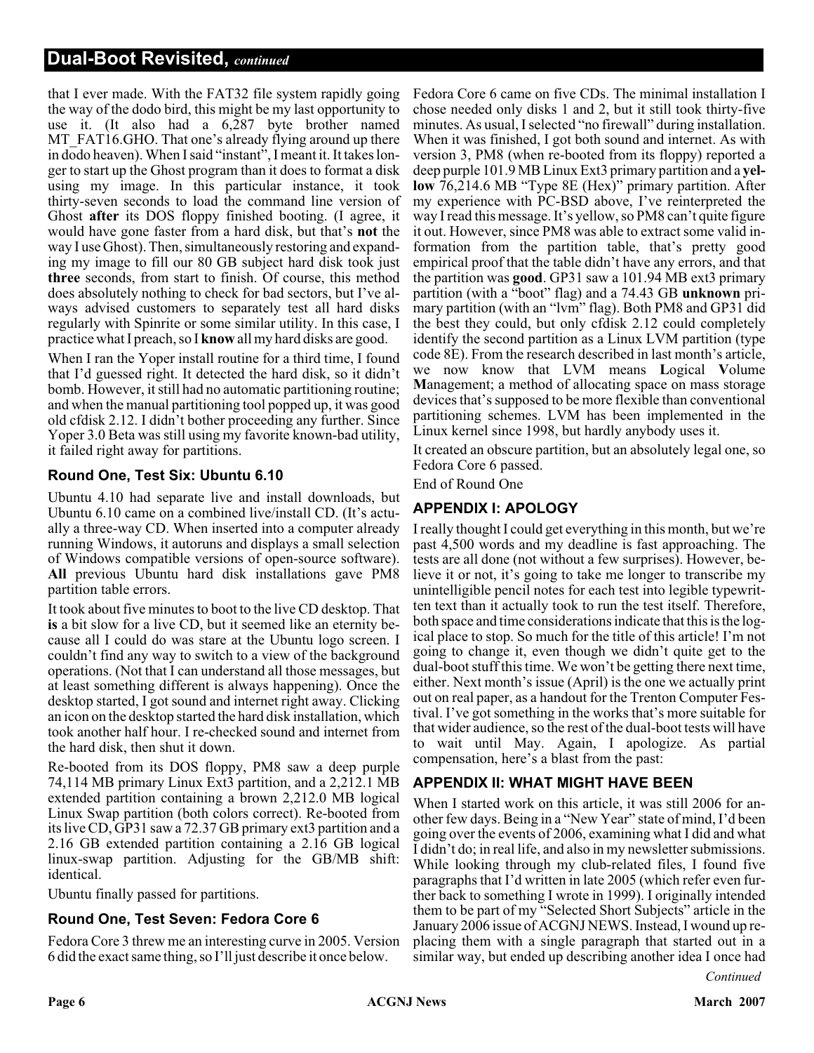that I ever made. With the FAT32 file system rapidly going the way of the dodo bird, this might be my last opportunity to use it. (It also had a 6,287 byte brother named MT_FAT16.GHO. That one's already flying around up there in dodo heaven). When I said "instant", I meant it. It takes longer to start up the Ghost program than it does to format a disk using my image. In this particular instance, it took thirty-seven seconds to load the command line version of Ghost **after** its DOS floppy finished booting. (I agree, it would have gone faster from a hard disk, but that's **not** the way I use Ghost). Then, simultaneously restoring and expanding my image to fill our 80 GB subject hard disk took just **three** seconds, from start to finish. Of course, this method does absolutely nothing to check for bad sectors, but I've always advised customers to separately test all hard disks regularly with Spinrite or some similar utility. In this case, I practice what I preach, so I **know** all my hard disks are good.

When I ran the Yoper install routine for a third time, I found that I'd guessed right. It detected the hard disk, so it didn't bomb. However, it still had no automatic partitioning routine; and when the manual partitioning tool popped up, it was good old cfdisk 2.12. I didn't bother proceeding any further. Since Yoper 3.0 Beta was still using my favorite known-bad utility, it failed right away for partitions.

### Round One, Test Six: Ubuntu 6.10

Ubuntu 4.10 had separate live and install downloads, but Ubuntu 6.10 came on a combined live/install CD. (It's actually a three-way CD. When inserted into a computer already running Windows, it autoruns and displays a small selection of Windows compatible versions of open-source software). **All** previous Ubuntu hard disk installations gave PM8 partition table errors.

It took about five minutes to boot to the live CD desktop. That **is** a bit slow for a live CD, but it seemed like an eternity because all I could do was stare at the Ubuntu logo screen. I couldn't find any way to switch to a view of the background operations. (Not that I can understand all those messages, but at least something different is always happening). Once the desktop started, I got sound and internet right away. Clicking an icon on the desktop started the hard disk installation, which took another half hour. I re-checked sound and internet from the hard disk, then shut it down.

Re-booted from its DOS floppy, PM8 saw a deep purple 74,114 MB primary Linux Ext3 partition, and a 2,212.1 MB extended partition containing a brown 2,212.0 MB logical Linux Swap partition (both colors correct). Re-booted from its live CD, GP31 saw a 72.37 GB primary ext3 partition and a 2.16 GB extended partition containing a 2.16 GB logical linux-swap partition. Adjusting for the GB/MB shift: identical.

Ubuntu finally passed for partitions.

### Round One, Test Seven: Fedora Core 6

Fedora Core 3 threw me an interesting curve in 2005. Version 6 did the exact same thing, so I'll just describe it once below.

Fedora Core 6 came on five CDs. The minimal installation I chose needed only disks 1 and 2, but it still took thirty-five minutes. As usual, I selected "no firewall" during installation. When it was finished, I got both sound and internet. As with version 3, PM8 (when re-booted from its floppy) reported a deep purple 101.9 MB Linux Ext3 primary partition and a **yellow** 76,214.6 MB "Type 8E (Hex)" primary partition. After my experience with PC-BSD above, I've reinterpreted the way I read this message. It's yellow, so PM8 can't quite figure it out. However, since PM8 was able to extract some valid information from the partition table, that's pretty good empirical proof that the table didn't have any errors, and that the partition was **good**. GP31 saw a 101.94 MB ext3 primary partition (with a "boot" flag) and a 74.43 GB **unknown** primary partition (with an "lvm" flag). Both PM8 and GP31 did the best they could, but only cfdisk 2.12 could completely identify the second partition as a Linux LVM partition (type code 8E). From the research described in last month's article, we now know that LVM means **L**ogical **V**olume **M**anagement; a method of allocating space on mass storage devices that's supposed to be more flexible than conventional partitioning schemes. LVM has been implemented in the Linux kernel since 1998, but hardly anybody uses it.

It created an obscure partition, but an absolutely legal one, so Fedora Core 6 passed.

End of Round One

### APPENDIX I: APOLOGY

I really thought I could get everything in this month, but we're past 4,500 words and my deadline is fast approaching. The tests are all done (not without a few surprises). However, believe it or not, it's going to take me longer to transcribe my unintelligible pencil notes for each test into legible typewritten text than it actually took to run the test itself. Therefore, both space and time considerations indicate that this is the logical place to stop. So much for the title of this article! I'm not going to change it, even though we didn't quite get to the dual-boot stuff this time. We won't be getting there next time, either. Next month's issue (April) is the one we actually print out on real paper, as a handout for the Trenton Computer Festival. I've got something in the works that's more suitable for that wider audience, so the rest of the dual-boot tests will have to wait until May. Again, I apologize. As partial compensation, here's a blast from the past:

### APPENDIX II: WHAT MIGHT HAVE BEEN

When I started work on this article, it was still 2006 for another few days. Being in a "New Year" state of mind, I'd been going over the events of 2006, examining what I did and what I didn't do; in real life, and also in my newsletter submissions. While looking through my club-related files, I found five paragraphs that I'd written in late 2005 (which refer even further back to something I wrote in 1999). I originally intended them to be part of my "Selected Short Subjects" article in the January 2006 issue of ACGNJ NEWS. Instead, I wound up replacing them with a single paragraph that started out in a similar way, but ended up describing another idea I once had

*Continued*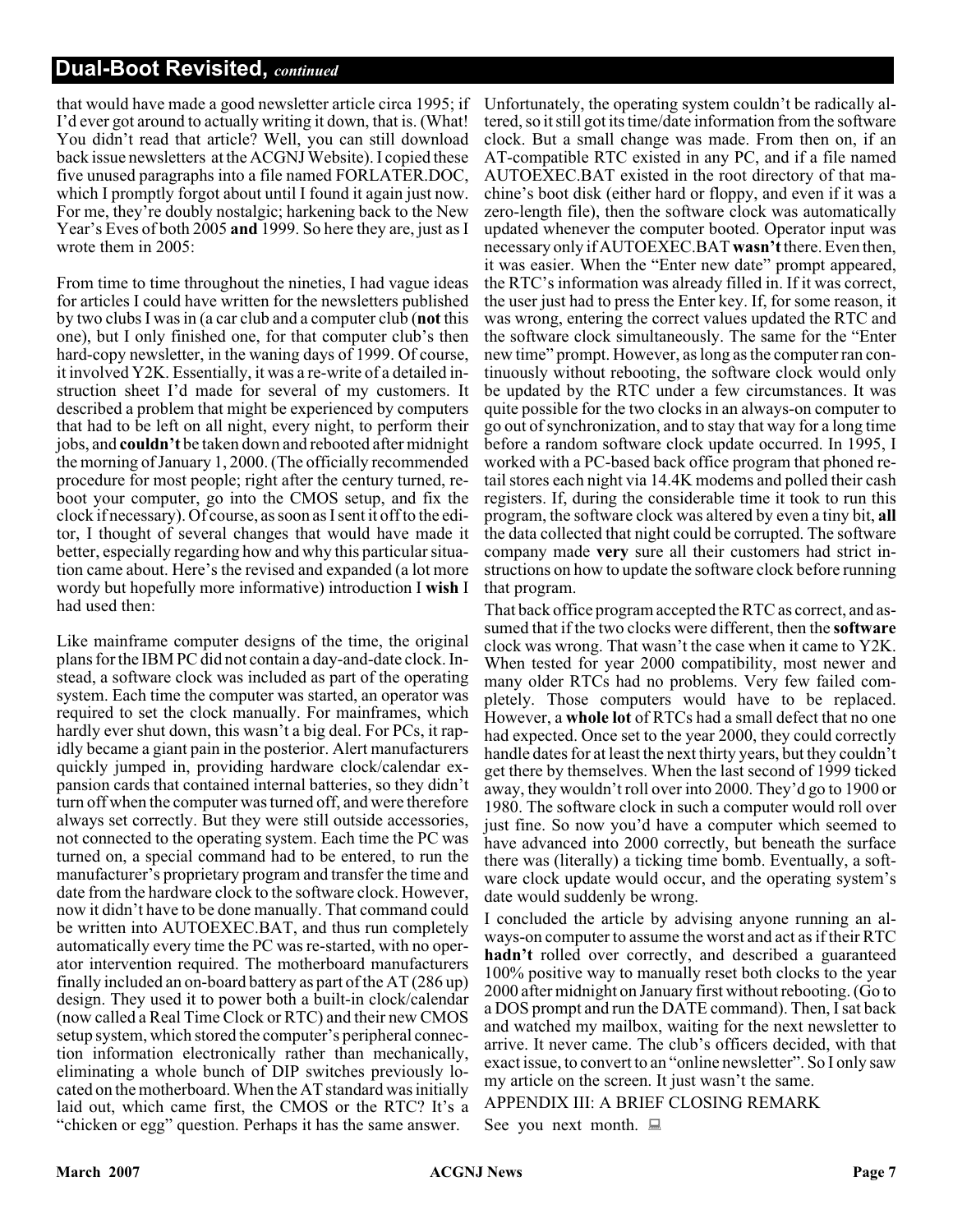## Dual-Boot Revisited, *continued*

that would have made a good newsletter article circa 1995; if I'd ever got around to actually writing it down, that is. (What! You didn't read that article? Well, you can still download back issue newsletters at the ACGNJ Website). I copied these five unused paragraphs into a file named FORLATER.DOC, which I promptly forgot about until I found it again just now. For me, they're doubly nostalgic; harkening back to the New Year's Eves of both 2005 **and** 1999. So here they are, just as I wrote them in 2005:

From time to time throughout the nineties, I had vague ideas for articles I could have written for the newsletters published by two clubs I was in (a car club and a computer club (**not** this one), but I only finished one, for that computer club's then hard-copy newsletter, in the waning days of 1999. Of course, it involved Y2K. Essentially, it was a re-write of a detailed instruction sheet I'd made for several of my customers. It described a problem that might be experienced by computers that had to be left on all night, every night, to perform their jobs, and **couldn't** be taken down and rebooted after midnight the morning of January 1, 2000. (The officially recommended procedure for most people; right after the century turned, reboot your computer, go into the CMOS setup, and fix the clock if necessary). Of course, as soon as I sent it off to the editor, I thought of several changes that would have made it better, especially regarding how and why this particular situation came about. Here's the revised and expanded (a lot more wordy but hopefully more informative) introduction I **wish** I had used then:

Like mainframe computer designs of the time, the original plans for the IBM PC did not contain a day-and-date clock. Instead, a software clock was included as part of the operating system. Each time the computer was started, an operator was required to set the clock manually. For mainframes, which hardly ever shut down, this wasn't a big deal. For PCs, it rapidly became a giant pain in the posterior. Alert manufacturers quickly jumped in, providing hardware clock/calendar expansion cards that contained internal batteries, so they didn't turn off when the computer was turned off, and were therefore always set correctly. But they were still outside accessories, not connected to the operating system. Each time the PC was turned on, a special command had to be entered, to run the manufacturer's proprietary program and transfer the time and date from the hardware clock to the software clock. However, now it didn't have to be done manually. That command could be written into AUTOEXEC.BAT, and thus run completely automatically every time the PC was re-started, with no operator intervention required. The motherboard manufacturers finally included an on-board battery as part of the AT (286 up) design. They used it to power both a built-in clock/calendar (now called a Real Time Clock or RTC) and their new CMOS setup system, which stored the computer's peripheral connection information electronically rather than mechanically, eliminating a whole bunch of DIP switches previously located on the motherboard. When the AT standard was initially laid out, which came first, the CMOS or the RTC? It's a "chicken or egg" question. Perhaps it has the same answer.

Unfortunately, the operating system couldn't be radically altered, so it still got its time/date information from the software clock. But a small change was made. From then on, if an AT-compatible RTC existed in any PC, and if a file named AUTOEXEC.BAT existed in the root directory of that machine's boot disk (either hard or floppy, and even if it was a zero-length file), then the software clock was automatically updated whenever the computer booted. Operator input was necessary only if AUTOEXEC.BAT **wasn't** there. Even then, it was easier. When the "Enter new date" prompt appeared, the RTC's information was already filled in. If it was correct, the user just had to press the Enter key. If, for some reason, it was wrong, entering the correct values updated the RTC and the software clock simultaneously. The same for the "Enter new time" prompt. However, as long as the computer ran continuously without rebooting, the software clock would only be updated by the RTC under a few circumstances. It was quite possible for the two clocks in an always-on computer to go out of synchronization, and to stay that way for a long time before a random software clock update occurred. In 1995, I worked with a PC-based back office program that phoned retail stores each night via 14.4K modems and polled their cash registers. If, during the considerable time it took to run this program, the software clock was altered by even a tiny bit, **all** the data collected that night could be corrupted. The software company made **very** sure all their customers had strict instructions on how to update the software clock before running that program.

That back office program accepted the RTC as correct, and assumed that if the two clocks were different, then the **software** clock was wrong. That wasn't the case when it came to Y2K. When tested for year 2000 compatibility, most newer and many older RTCs had no problems. Very few failed completely. Those computers would have to be replaced. However, a **whole lot** of RTCs had a small defect that no one had expected. Once set to the year 2000, they could correctly handle dates for at least the next thirty years, but they couldn't get there by themselves. When the last second of 1999 ticked away, they wouldn't roll over into 2000. They'd go to 1900 or 1980. The software clock in such a computer would roll over just fine. So now you'd have a computer which seemed to have advanced into 2000 correctly, but beneath the surface there was (literally) a ticking time bomb. Eventually, a software clock update would occur, and the operating system's date would suddenly be wrong.

I concluded the article by advising anyone running an always-on computer to assume the worst and act as if their RTC **hadn't** rolled over correctly, and described a guaranteed 100% positive way to manually reset both clocks to the year 2000 after midnight on January first without rebooting. (Go to a DOS prompt and run the DATE command). Then, I sat back and watched my mailbox, waiting for the next newsletter to arrive. It never came. The club's officers decided, with that exact issue, to convert to an "online newsletter". So I only saw my article on the screen. It just wasn't the same.

APPENDIX III: A BRIEF CLOSING REMARK

See you next month.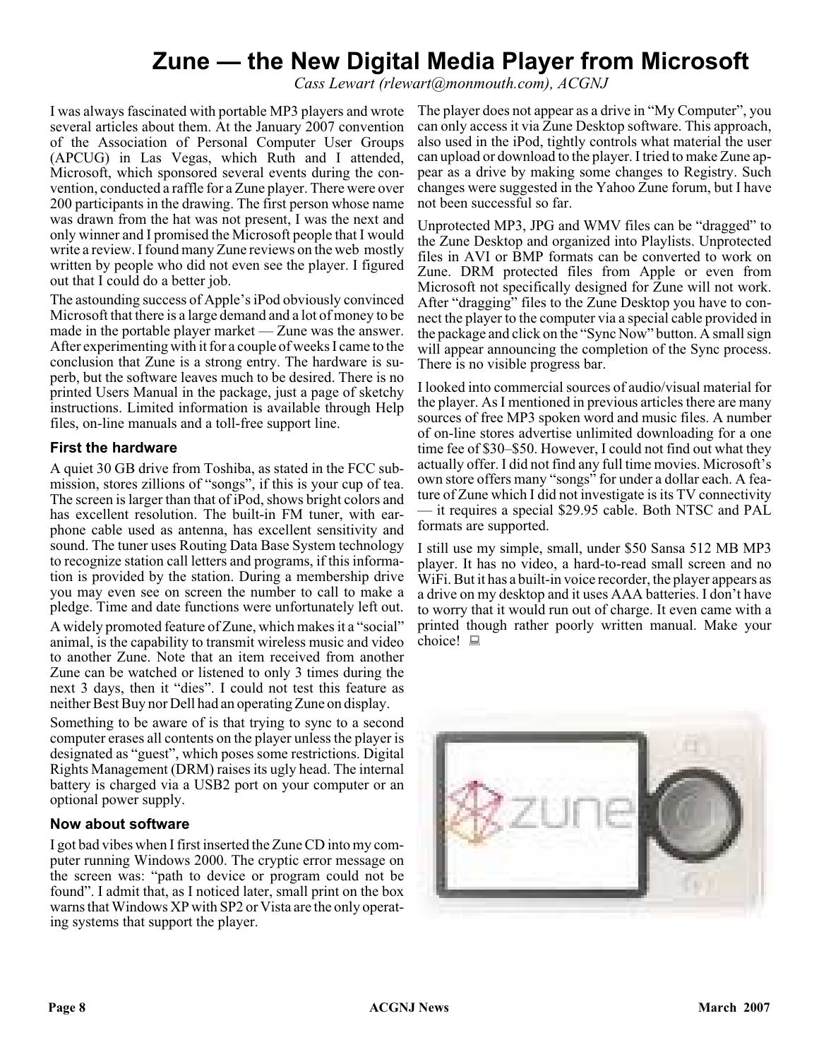# Zune — the New Digital Media Player from Microsoft

*Cass Lewart (rlewart@monmouth.com), ACGNJ*

I was always fascinated with portable MP3 players and wrote several articles about them. At the January 2007 convention of the Association of Personal Computer User Groups (APCUG) in Las Vegas, which Ruth and I attended, Microsoft, which sponsored several events during the convention, conducted a raffle for a Zune player. There were over 200 participants in the drawing. The first person whose name was drawn from the hat was not present, I was the next and only winner and I promised the Microsoft people that I would write a review. I found many Zune reviews on the web mostly written by people who did not even see the player. I figured out that I could do a better job.

The astounding success of Apple's iPod obviously convinced Microsoft that there is a large demand and a lot of money to be made in the portable player market — Zune was the answer. After experimenting with it for a couple of weeks I came to the conclusion that Zune is a strong entry. The hardware is superb, but the software leaves much to be desired. There is no printed Users Manual in the package, just a page of sketchy instructions. Limited information is available through Help files, on-line manuals and a toll-free support line.

### First the hardware

A quiet 30 GB drive from Toshiba, as stated in the FCC submission, stores zillions of "songs", if this is your cup of tea. The screen is larger than that of iPod, shows bright colors and has excellent resolution. The built-in FM tuner, with earphone cable used as antenna, has excellent sensitivity and sound. The tuner uses Routing Data Base System technology to recognize station call letters and programs, if this information is provided by the station. During a membership drive you may even see on screen the number to call to make a pledge. Time and date functions were unfortunately left out.

A widely promoted feature of Zune, which makes it a "social" animal, is the capability to transmit wireless music and video to another Zune. Note that an item received from another Zune can be watched or listened to only 3 times during the next 3 days, then it "dies". I could not test this feature as neither Best Buy nor Dell had an operating Zune on display.

Something to be aware of is that trying to sync to a second computer erases all contents on the player unless the player is designated as "guest", which poses some restrictions. Digital Rights Management (DRM) raises its ugly head. The internal battery is charged via a USB2 port on your computer or an optional power supply.

### Now about software

I got bad vibes when I first inserted the Zune CD into my computer running Windows 2000. The cryptic error message on the screen was: "path to device or program could not be found". I admit that, as I noticed later, small print on the box warns that Windows XP with SP2 or Vista are the only operating systems that support the player.

The player does not appear as a drive in "My Computer", you can only access it via Zune Desktop software. This approach, also used in the iPod, tightly controls what material the user can upload or download to the player. I tried to make Zune appear as a drive by making some changes to Registry. Such changes were suggested in the Yahoo Zune forum, but I have not been successful so far.

Unprotected MP3, JPG and WMV files can be "dragged" to the Zune Desktop and organized into Playlists. Unprotected files in AVI or BMP formats can be converted to work on Zune. DRM protected files from Apple or even from Microsoft not specifically designed for Zune will not work. After "dragging" files to the Zune Desktop you have to connect the player to the computer via a special cable provided in the package and click on the "Sync Now" button. A small sign will appear announcing the completion of the Sync process. There is no visible progress bar.

I looked into commercial sources of audio/visual material for the player. As I mentioned in previous articles there are many sources of free MP3 spoken word and music files. A number of on-line stores advertise unlimited downloading for a one time fee of $30–$50. However, I could not find out what they actually offer. I did not find any full time movies. Microsoft's own store offers many "songs" for under a dollar each. A feature of Zune which I did not investigate is its TV connectivity — it requires a special $29.95 cable. Both NTSC and PAL formats are supported.

I still use my simple, small, under $50 Sansa 512 MB MP3 player. It has no video, a hard-to-read small screen and no WiFi. But it has a built-in voice recorder, the player appears as a drive on my desktop and it uses AAA batteries. I don't have to worry that it would run out of charge. It even came with a printed though rather poorly written manual. Make your choice!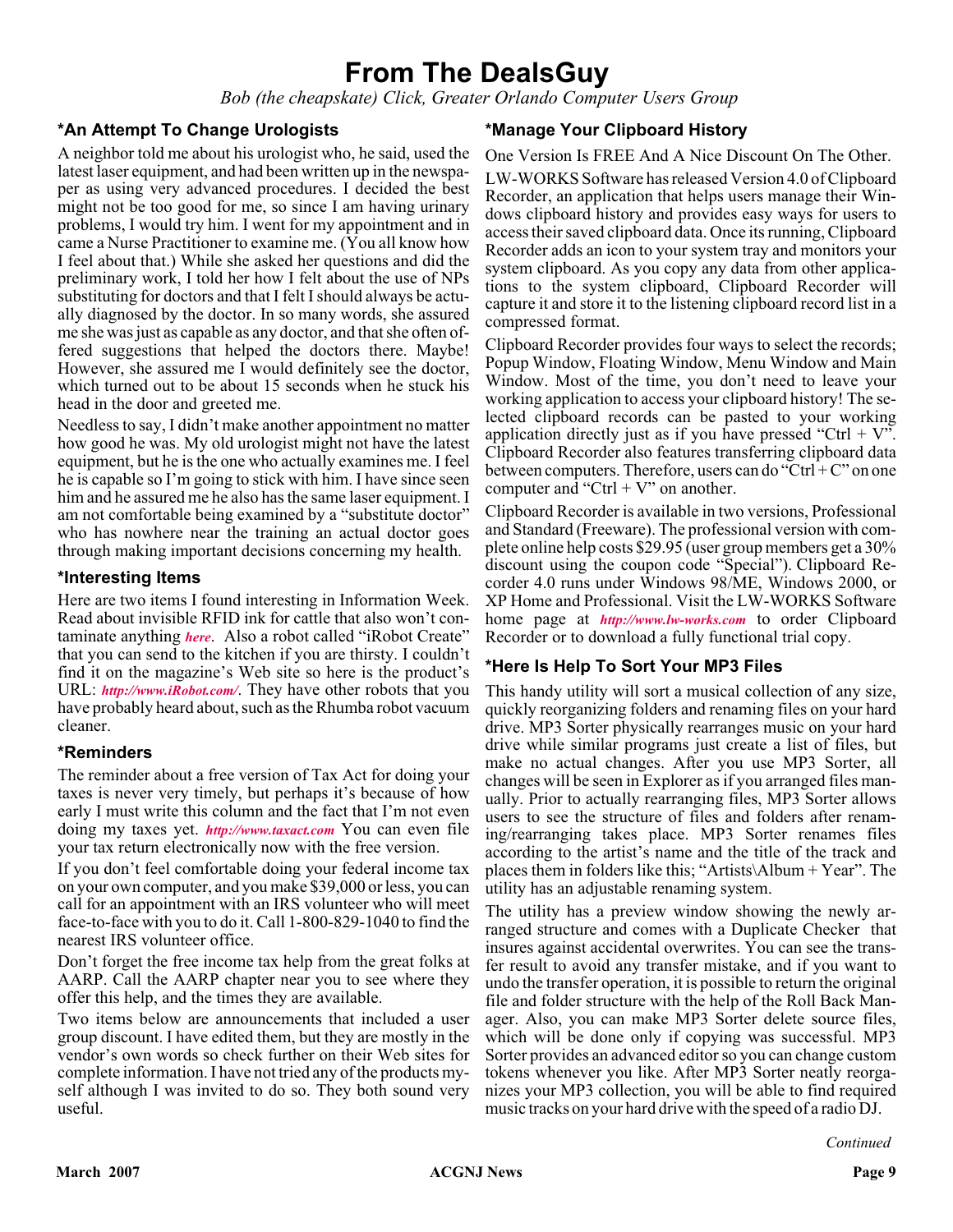# From The DealsGuy

*Bob (the cheapskate) Click, Greater Orlando Computer Users Group*

### *An Attempt To Change Urologists

A neighbor told me about his urologist who, he said, used the latest laser equipment, and had been written up in the newspaper as using very advanced procedures. I decided the best might not be too good for me, so since I am having urinary problems, I would try him. I went for my appointment and in came a Nurse Practitioner to examine me. (You all know how I feel about that.) While she asked her questions and did the preliminary work, I told her how I felt about the use of NPs substituting for doctors and that I felt I should always be actually diagnosed by the doctor. In so many words, she assured me she was just as capable as any doctor, and that she often offered suggestions that helped the doctors there. Maybe! However, she assured me I would definitely see the doctor, which turned out to be about 15 seconds when he stuck his head in the door and greeted me.

Needless to say, I didn't make another appointment no matter how good he was. My old urologist might not have the latest equipment, but he is the one who actually examines me. I feel he is capable so I'm going to stick with him. I have since seen him and he assured me he also has the same laser equipment. I am not comfortable being examined by a "substitute doctor" who has nowhere near the training an actual doctor goes through making important decisions concerning my health.

### *Interesting Items

Here are two items I found interesting in Information Week. Read about invisible RFID ink for cattle that also won't contaminate anything *here*. Also a robot called "iRobot Create" that you can send to the kitchen if you are thirsty. I couldn't find it on the magazine's Web site so here is the product's URL: *http://www.iRobot.com/*. They have other robots that you have probably heard about, such as the Rhumba robot vacuum cleaner.

### *Reminders

The reminder about a free version of Tax Act for doing your taxes is never very timely, but perhaps it's because of how early I must write this column and the fact that I'm not even doing my taxes yet. *http://www.taxact.com* You can even file your tax return electronically now with the free version.

If you don't feel comfortable doing your federal income tax on your own computer, and you make $39,000 or less, you can call for an appointment with an IRS volunteer who will meet face-to-face with you to do it. Call 1-800-829-1040 to find the nearest IRS volunteer office.

Don't forget the free income tax help from the great folks at AARP. Call the AARP chapter near you to see where they offer this help, and the times they are available.

Two items below are announcements that included a user group discount. I have edited them, but they are mostly in the vendor's own words so check further on their Web sites for complete information. I have not tried any of the products myself although I was invited to do so. They both sound very useful.

### *Manage Your Clipboard History

One Version Is FREE And A Nice Discount On The Other.

LW-WORKS Software has released Version 4.0 of Clipboard Recorder, an application that helps users manage their Windows clipboard history and provides easy ways for users to access their saved clipboard data. Once its running, Clipboard Recorder adds an icon to your system tray and monitors your system clipboard. As you copy any data from other applications to the system clipboard, Clipboard Recorder will capture it and store it to the listening clipboard record list in a compressed format.

Clipboard Recorder provides four ways to select the records; Popup Window, Floating Window, Menu Window and Main Window. Most of the time, you don't need to leave your working application to access your clipboard history! The selected clipboard records can be pasted to your working application directly just as if you have pressed "Ctrl + V". Clipboard Recorder also features transferring clipboard data between computers. Therefore, users can do "Ctrl + C" on one computer and "Ctrl + V" on another.

Clipboard Recorder is available in two versions, Professional and Standard (Freeware). The professional version with complete online help costs $29.95 (user group members get a 30% discount using the coupon code "Special"). Clipboard Recorder 4.0 runs under Windows 98/ME, Windows 2000, or XP Home and Professional. Visit the LW-WORKS Software home page at *http://www.lw-works.com* to order Clipboard Recorder or to download a fully functional trial copy.

### *Here Is Help To Sort Your MP3 Files

This handy utility will sort a musical collection of any size, quickly reorganizing folders and renaming files on your hard drive. MP3 Sorter physically rearranges music on your hard drive while similar programs just create a list of files, but make no actual changes. After you use MP3 Sorter, all changes will be seen in Explorer as if you arranged files manually. Prior to actually rearranging files, MP3 Sorter allows users to see the structure of files and folders after renaming/rearranging takes place. MP3 Sorter renames files according to the artist's name and the title of the track and places them in folders like this; "Artists\Album + Year". The utility has an adjustable renaming system.

The utility has a preview window showing the newly arranged structure and comes with a Duplicate Checker that insures against accidental overwrites. You can see the transfer result to avoid any transfer mistake, and if you want to undo the transfer operation, it is possible to return the original file and folder structure with the help of the Roll Back Manager. Also, you can make MP3 Sorter delete source files, which will be done only if copying was successful. MP3 Sorter provides an advanced editor so you can change custom tokens whenever you like. After MP3 Sorter neatly reorganizes your MP3 collection, you will be able to find required music tracks on your hard drive with the speed of a radio DJ.

*Continued*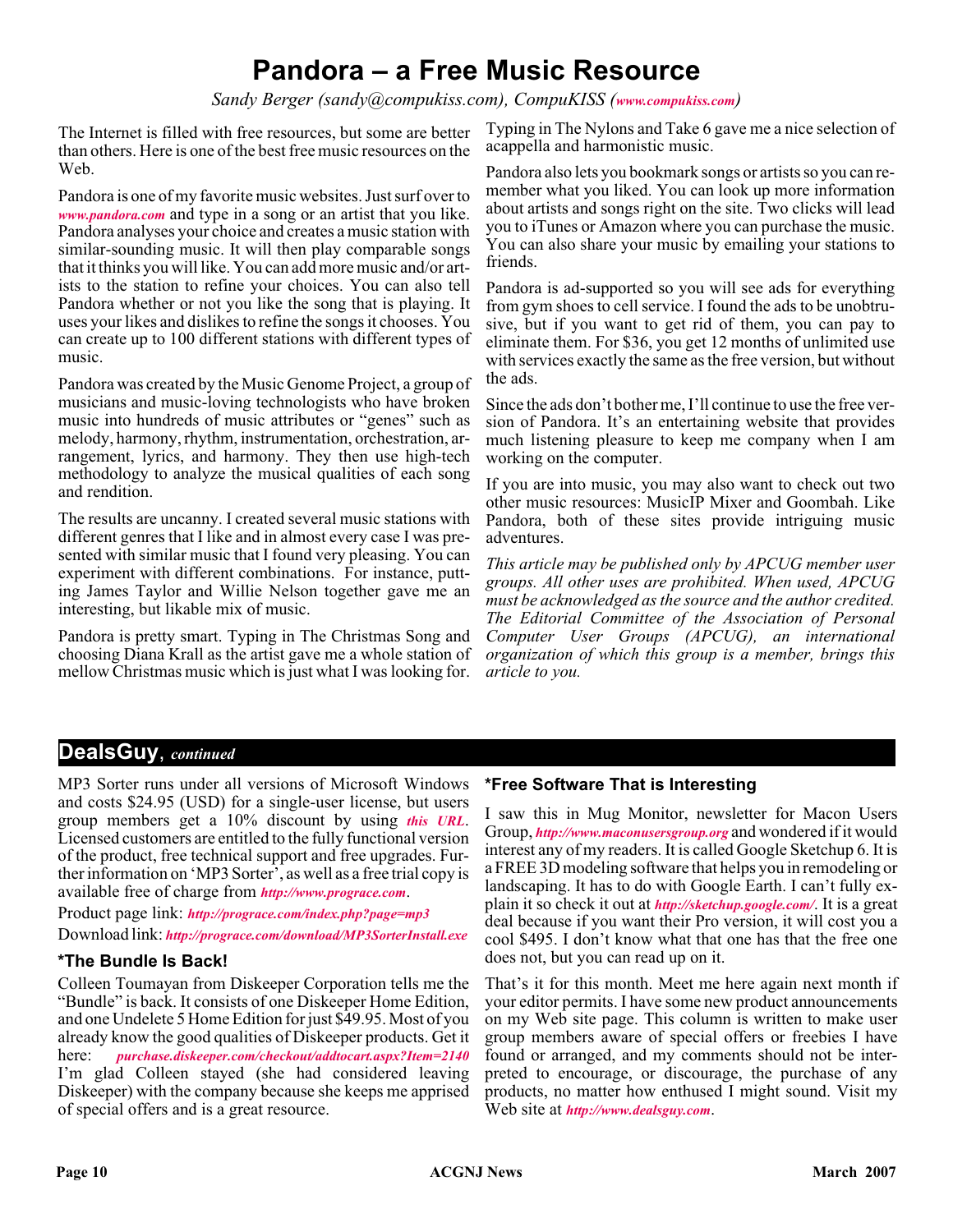# Pandora – a Free Music Resource

*Sandy Berger (sandy@compukiss.com), CompuKISS (**www.compukiss.com**)*

The Internet is filled with free resources, but some are better than others. Here is one of the best free music resources on the Web.

Pandora is one of my favorite music websites. Just surf over to ***www.pandora.com*** and type in a song or an artist that you like. Pandora analyses your choice and creates a music station with similar-sounding music. It will then play comparable songs that it thinks you will like. You can add more music and/or artists to the station to refine your choices. You can also tell Pandora whether or not you like the song that is playing. It uses your likes and dislikes to refine the songs it chooses. You can create up to 100 different stations with different types of music.

Pandora was created by the Music Genome Project, a group of musicians and music-loving technologists who have broken music into hundreds of music attributes or "genes" such as melody, harmony, rhythm, instrumentation, orchestration, arrangement, lyrics, and harmony. They then use high-tech methodology to analyze the musical qualities of each song and rendition.

The results are uncanny. I created several music stations with different genres that I like and in almost every case I was presented with similar music that I found very pleasing. You can experiment with different combinations. For instance, putting James Taylor and Willie Nelson together gave me an interesting, but likable mix of music.

Pandora is pretty smart. Typing in The Christmas Song and choosing Diana Krall as the artist gave me a whole station of mellow Christmas music which is just what I was looking for. Typing in The Nylons and Take 6 gave me a nice selection of acappella and harmonistic music.

Pandora also lets you bookmark songs or artists so you can remember what you liked. You can look up more information about artists and songs right on the site. Two clicks will lead you to iTunes or Amazon where you can purchase the music. You can also share your music by emailing your stations to friends.

Pandora is ad-supported so you will see ads for everything from gym shoes to cell service. I found the ads to be unobtrusive, but if you want to get rid of them, you can pay to eliminate them. For $36, you get 12 months of unlimited use with services exactly the same as the free version, but without the ads.

Since the ads don't bother me, I'll continue to use the free version of Pandora. It's an entertaining website that provides much listening pleasure to keep me company when I am working on the computer.

If you are into music, you may also want to check out two other music resources: MusicIP Mixer and Goombah. Like Pandora, both of these sites provide intriguing music adventures.

*This article may be published only by APCUG member user groups. All other uses are prohibited. When used, APCUG must be acknowledged as the source and the author credited. The Editorial Committee of the Association of Personal Computer User Groups (APCUG), an international organization of which this group is a member, brings this article to you.*

## DealsGuy, *continued*

MP3 Sorter runs under all versions of Microsoft Windows and costs $24.95 (USD) for a single-user license, but users group members get a 10% discount by using ***this URL***. Licensed customers are entitled to the fully functional version of the product, free technical support and free upgrades. Further information on 'MP3 Sorter', as well as a free trial copy is available free of charge from ***http://www.prograce.com***.

Product page link: ***http://prograce.com/index.php?page=mp3***

Download link: ***http://prograce.com/download/MP3SorterInstall.exe***

### *The Bundle Is Back!

Colleen Toumayan from Diskeeper Corporation tells me the "Bundle" is back. It consists of one Diskeeper Home Edition, and one Undelete 5 Home Edition for just $49.95. Most of you already know the good qualities of Diskeeper products. Get it here: ***purchase.diskeeper.com/checkout/addtocart.aspx?Item=2140*** I'm glad Colleen stayed (she had considered leaving Diskeeper) with the company because she keeps me apprised of special offers and is a great resource.

### *Free Software That is Interesting

I saw this in Mug Monitor, newsletter for Macon Users Group, ***http://www.maconusersgroup.org*** and wondered if it would interest any of my readers. It is called Google Sketchup 6. It is a FREE 3D modeling software that helps you in remodeling or landscaping. It has to do with Google Earth. I can't fully explain it so check it out at ***http://sketchup.google.com/***. It is a great deal because if you want their Pro version, it will cost you a cool $495. I don't know what that one has that the free one does not, but you can read up on it.

That's it for this month. Meet me here again next month if your editor permits. I have some new product announcements on my Web site page. This column is written to make user group members aware of special offers or freebies I have found or arranged, and my comments should not be interpreted to encourage, or discourage, the purchase of any products, no matter how enthused I might sound. Visit my Web site at ***http://www.dealsguy.com***.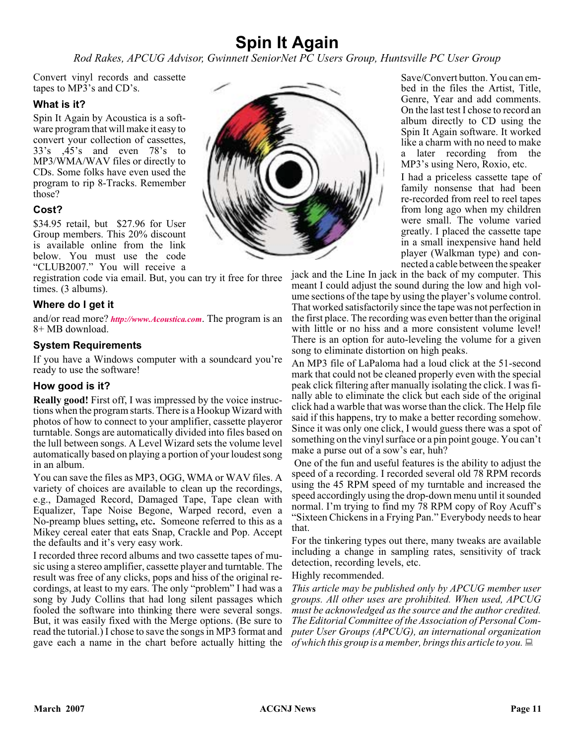# Spin It Again

*Rod Rakes, APCUG Advisor, Gwinnett SeniorNet PC Users Group, Huntsville PC User Group*

Convert vinyl records and cassette tapes to MP3's and CD's.

### What is it?

Spin It Again by Acoustica is a software program that will make it easy to convert your collection of cassettes, 33's ,45's and even 78's to MP3/WMA/WAV files or directly to CDs. Some folks have even used the program to rip 8-Tracks. Remember those?

### Cost?

$34.95 retail, but $27.96 for User Group members. This 20% discount is available online from the link below. You must use the code "CLUB2007." You will receive a registration code via email. But, you can try it free for three times. (3 albums).

### Where do I get it

and/or read more? *http://www.Acoustica.com*. The program is an 8+ MB download.

### System Requirements

If you have a Windows computer with a soundcard you're ready to use the software!

### How good is it?

**Really good!** First off, I was impressed by the voice instructions when the program starts. There is a Hookup Wizard with photos of how to connect to your amplifier, cassette playeror turntable. Songs are automatically divided into files based on the lull between songs. A Level Wizard sets the volume level automatically based on playing a portion of your loudest song in an album.

You can save the files as MP3, OGG, WMA or WAV files. A variety of choices are available to clean up the recordings, e.g., Damaged Record, Damaged Tape, Tape clean with Equalizer, Tape Noise Begone, Warped record, even a No-preamp blues setting**,** etc**.** Someone referred to this as a Mikey cereal eater that eats Snap, Crackle and Pop. Accept the defaults and it's very easy work.

I recorded three record albums and two cassette tapes of music using a stereo amplifier, cassette player and turntable. The result was free of any clicks, pops and hiss of the original recordings, at least to my ears. The only "problem" I had was a song by Judy Collins that had long silent passages which fooled the software into thinking there were several songs. But, it was easily fixed with the Merge options. (Be sure to read the tutorial.) I chose to save the songs in MP3 format and gave each a name in the chart before actually hitting the Save/Convert button. You can embed in the files the Artist, Title, Genre, Year and add comments. On the last test I chose to record an album directly to CD using the Spin It Again software. It worked like a charm with no need to make a later recording from the MP3's using Nero, Roxio, etc.

I had a priceless cassette tape of family nonsense that had been re-recorded from reel to reel tapes from long ago when my children were small. The volume varied greatly. I placed the cassette tape in a small inexpensive hand held player (Walkman type) and connected a cable between the speaker jack and the Line In jack in the back of my computer. This meant I could adjust the sound during the low and high volume sections of the tape by using the player's volume control. That worked satisfactorily since the tape was not perfection in the first place. The recording was even better than the original with little or no hiss and a more consistent volume level! There is an option for auto-leveling the volume for a given song to eliminate distortion on high peaks.

An MP3 file of LaPaloma had a loud click at the 51-second mark that could not be cleaned properly even with the special peak click filtering after manually isolating the click. I was finally able to eliminate the click but each side of the original click had a warble that was worse than the click. The Help file said if this happens, try to make a better recording somehow. Since it was only one click, I would guess there was a spot of something on the vinyl surface or a pin point gouge. You can't make a purse out of a sow's ear, huh?

One of the fun and useful features is the ability to adjust the speed of a recording. I recorded several old 78 RPM records using the 45 RPM speed of my turntable and increased the speed accordingly using the drop-down menu until it sounded normal. I'm trying to find my 78 RPM copy of Roy Acuff's "Sixteen Chickens in a Frying Pan." Everybody needs to hear that.

For the tinkering types out there, many tweaks are available including a change in sampling rates, sensitivity of track detection, recording levels, etc.

Highly recommended.

*This article may be published only by APCUG member user groups. All other uses are prohibited. When used, APCUG must be acknowledged as the source and the author credited. The Editorial Committee of the Association of Personal Computer User Groups (APCUG), an international organization of which this group is a member, brings this article to you.*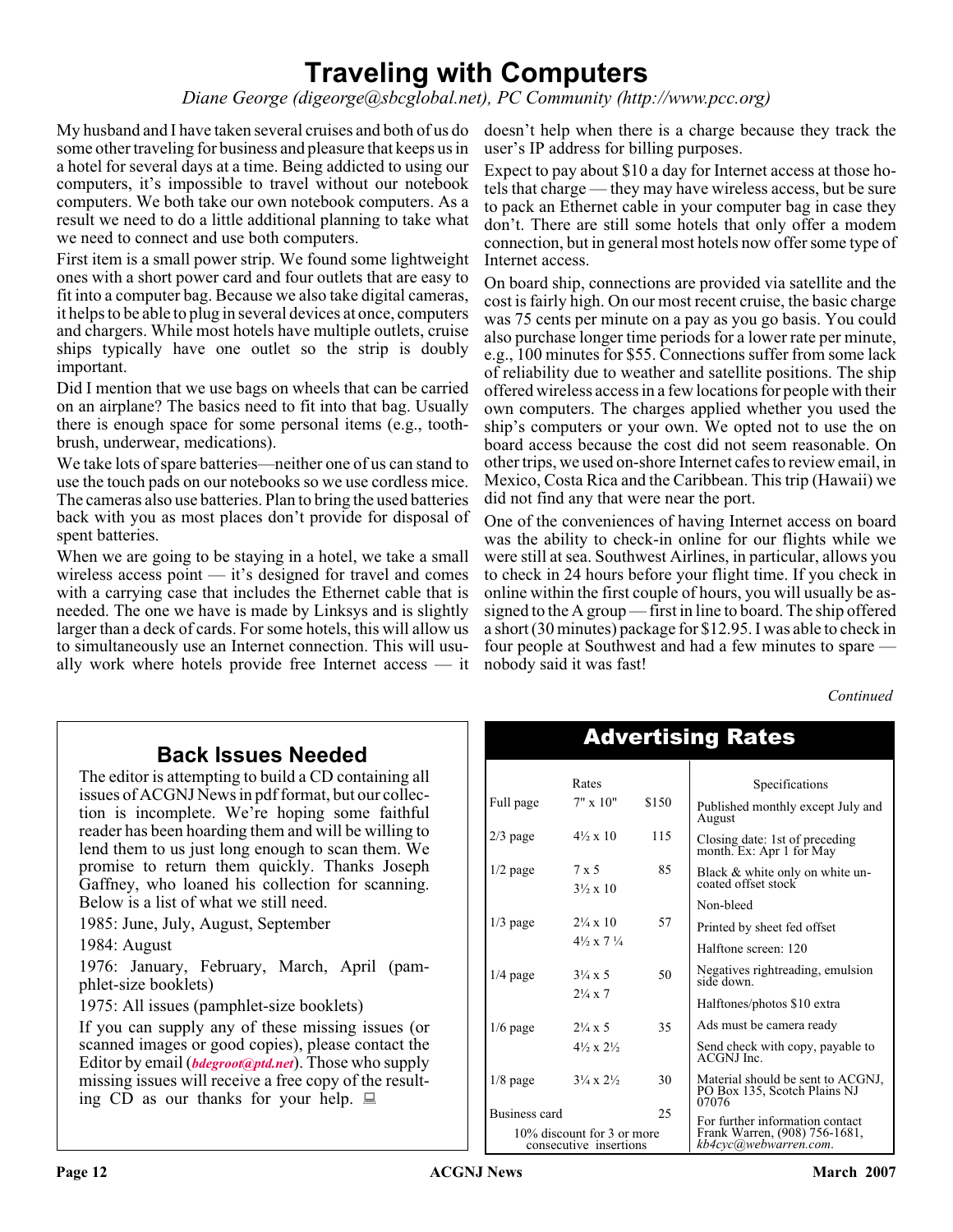# Traveling with Computers

*Diane George (digeorge@sbcglobal.net), PC Community (http://www.pcc.org)*

My husband and I have taken several cruises and both of us do some other traveling for business and pleasure that keeps us in a hotel for several days at a time. Being addicted to using our computers, it's impossible to travel without our notebook computers. We both take our own notebook computers. As a result we need to do a little additional planning to take what we need to connect and use both computers.

First item is a small power strip. We found some lightweight ones with a short power card and four outlets that are easy to fit into a computer bag. Because we also take digital cameras, it helps to be able to plug in several devices at once, computers and chargers. While most hotels have multiple outlets, cruise ships typically have one outlet so the strip is doubly important.

Did I mention that we use bags on wheels that can be carried on an airplane? The basics need to fit into that bag. Usually there is enough space for some personal items (e.g., toothbrush, underwear, medications).

We take lots of spare batteries—neither one of us can stand to use the touch pads on our notebooks so we use cordless mice. The cameras also use batteries. Plan to bring the used batteries back with you as most places don't provide for disposal of spent batteries.

When we are going to be staying in a hotel, we take a small wireless access point — it's designed for travel and comes with a carrying case that includes the Ethernet cable that is needed. The one we have is made by Linksys and is slightly larger than a deck of cards. For some hotels, this will allow us to simultaneously use an Internet connection. This will usually work where hotels provide free Internet access — it doesn't help when there is a charge because they track the user's IP address for billing purposes.

Expect to pay about $10 a day for Internet access at those hotels that charge — they may have wireless access, but be sure to pack an Ethernet cable in your computer bag in case they don't. There are still some hotels that only offer a modem connection, but in general most hotels now offer some type of Internet access.

On board ship, connections are provided via satellite and the cost is fairly high. On our most recent cruise, the basic charge was 75 cents per minute on a pay as you go basis. You could also purchase longer time periods for a lower rate per minute, e.g., 100 minutes for $55. Connections suffer from some lack of reliability due to weather and satellite positions. The ship offered wireless access in a few locations for people with their own computers. The charges applied whether you used the ship's computers or your own. We opted not to use the on board access because the cost did not seem reasonable. On other trips, we used on-shore Internet cafes to review email, in Mexico, Costa Rica and the Caribbean. This trip (Hawaii) we did not find any that were near the port.

One of the conveniences of having Internet access on board was the ability to check-in online for our flights while we were still at sea. Southwest Airlines, in particular, allows you to check in 24 hours before your flight time. If you check in online within the first couple of hours, you will usually be assigned to the A group — first in line to board. The ship offered a short (30 minutes) package for $12.95. I was able to check in four people at Southwest and had a few minutes to spare — nobody said it was fast!

*Continued*

## Back Issues Needed

The editor is attempting to build a CD containing all issues of ACGNJ News in pdf format, but our collection is incomplete. We're hoping some faithful reader has been hoarding them and will be willing to lend them to us just long enough to scan them. We promise to return them quickly. Thanks Joseph Gaffney, who loaned his collection for scanning. Below is a list of what we still need.

1985: June, July, August, September

1984: August

1976: January, February, March, April (pamphlet-size booklets)

1975: All issues (pamphlet-size booklets)

If you can supply any of these missing issues (or scanned images or good copies), please contact the Editor by email (***bdegroot@ptd.net***). Those who supply missing issues will receive a free copy of the resulting CD as our thanks for your help.

## Advertising Rates

| | Rates | |
|---|---|---|
| Full page | 7" x 10" | $150 |
| 2/3 page | 4½ x 10 | 115 |
| 1/2 page | 7 x 5<br>3½ x 10 | 85 |
| 1/3 page | 2¼ x 10<br>4½ x 7 ¼ | 57 |
| 1/4 page | 3¼ x 5<br>2¼ x 7 | 50 |
| 1/6 page | 2¼ x 5<br>4½ x 2½ | 35 |
| 1/8 page | 3¼ x 2½ | 30 |
| Business card | | 25 |

10% discount for 3 or more consecutive insertions

**Specifications**

- Published monthly except July and August
- Closing date: 1st of preceding month. Ex: Apr 1 for May
- Black & white only on white uncoated offset stock
- Non-bleed
- Printed by sheet fed offset
- Halftone screen: 120
- Negatives rightreading, emulsion side down.
- Halftones/photos $10 extra
- Ads must be camera ready
- Send check with copy, payable to ACGNJ Inc.
- Material should be sent to ACGNJ, PO Box 135, Scotch Plains NJ 07076
- For further information contact Frank Warren, (908) 756-1681, *kb4cyc@webwarren.com*.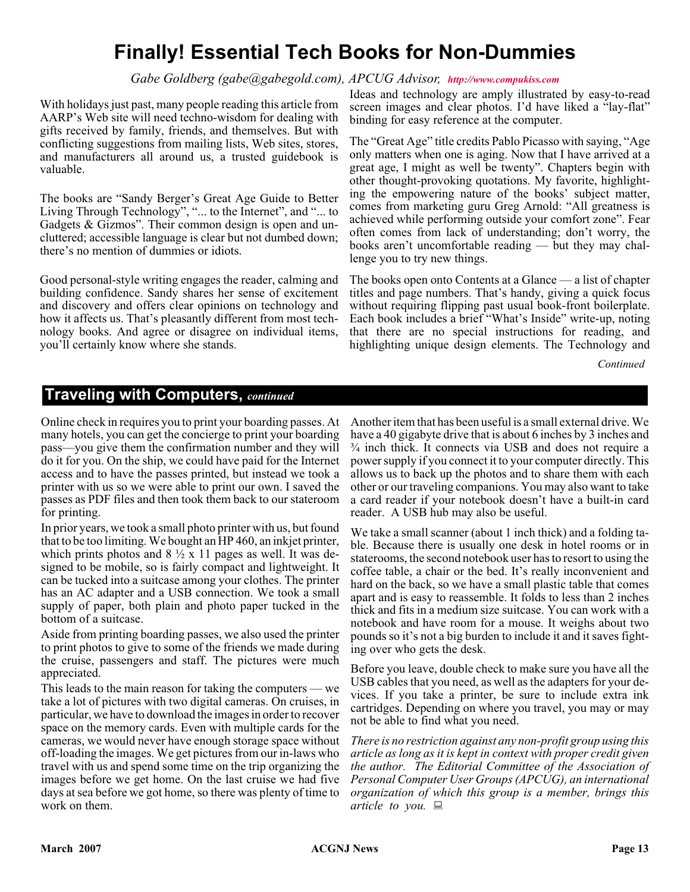# Finally! Essential Tech Books for Non-Dummies

*Gabe Goldberg (gabe@gabegold.com), APCUG Advisor, **http://www.compukiss.com***

With holidays just past, many people reading this article from AARP's Web site will need techno-wisdom for dealing with gifts received by family, friends, and themselves. But with conflicting suggestions from mailing lists, Web sites, stores, and manufacturers all around us, a trusted guidebook is valuable.

The books are "Sandy Berger's Great Age Guide to Better Living Through Technology", "... to the Internet", and "... to Gadgets & Gizmos". Their common design is open and uncluttered; accessible language is clear but not dumbed down; there's no mention of dummies or idiots.

Good personal-style writing engages the reader, calming and building confidence. Sandy shares her sense of excitement and discovery and offers clear opinions on technology and how it affects us. That's pleasantly different from most technology books. And agree or disagree on individual items, you'll certainly know where she stands.

Ideas and technology are amply illustrated by easy-to-read screen images and clear photos. I'd have liked a "lay-flat" binding for easy reference at the computer.

The "Great Age" title credits Pablo Picasso with saying, "Age only matters when one is aging. Now that I have arrived at a great age, I might as well be twenty". Chapters begin with other thought-provoking quotations. My favorite, highlighting the empowering nature of the books' subject matter, comes from marketing guru Greg Arnold: "All greatness is achieved while performing outside your comfort zone". Fear often comes from lack of understanding; don't worry, the books aren't uncomfortable reading — but they may challenge you to try new things.

The books open onto Contents at a Glance — a list of chapter titles and page numbers. That's handy, giving a quick focus without requiring flipping past usual book-front boilerplate. Each book includes a brief "What's Inside" write-up, noting that there are no special instructions for reading, and highlighting unique design elements. The Technology and

*Continued*

## Traveling with Computers, *continued*

Online check in requires you to print your boarding passes. At many hotels, you can get the concierge to print your boarding pass—you give them the confirmation number and they will do it for you. On the ship, we could have paid for the Internet access and to have the passes printed, but instead we took a printer with us so we were able to print our own. I saved the passes as PDF files and then took them back to our stateroom for printing.

In prior years, we took a small photo printer with us, but found that to be too limiting. We bought an HP 460, an inkjet printer, which prints photos and 8 ½ x 11 pages as well. It was designed to be mobile, so is fairly compact and lightweight. It can be tucked into a suitcase among your clothes. The printer has an AC adapter and a USB connection. We took a small supply of paper, both plain and photo paper tucked in the bottom of a suitcase.

Aside from printing boarding passes, we also used the printer to print photos to give to some of the friends we made during the cruise, passengers and staff. The pictures were much appreciated.

This leads to the main reason for taking the computers — we take a lot of pictures with two digital cameras. On cruises, in particular, we have to download the images in order to recover space on the memory cards. Even with multiple cards for the cameras, we would never have enough storage space without off-loading the images. We get pictures from our in-laws who travel with us and spend some time on the trip organizing the images before we get home. On the last cruise we had five days at sea before we got home, so there was plenty of time to work on them.

Another item that has been useful is a small external drive. We have a 40 gigabyte drive that is about 6 inches by 3 inches and ¾ inch thick. It connects via USB and does not require a power supply if you connect it to your computer directly. This allows us to back up the photos and to share them with each other or our traveling companions. You may also want to take a card reader if your notebook doesn't have a built-in card reader. A USB hub may also be useful.

We take a small scanner (about 1 inch thick) and a folding table. Because there is usually one desk in hotel rooms or in staterooms, the second notebook user has to resort to using the coffee table, a chair or the bed. It's really inconvenient and hard on the back, so we have a small plastic table that comes apart and is easy to reassemble. It folds to less than 2 inches thick and fits in a medium size suitcase. You can work with a notebook and have room for a mouse. It weighs about two pounds so it's not a big burden to include it and it saves fighting over who gets the desk.

Before you leave, double check to make sure you have all the USB cables that you need, as well as the adapters for your devices. If you take a printer, be sure to include extra ink cartridges. Depending on where you travel, you may or may not be able to find what you need.

*There is no restriction against any non-profit group using this article as long as it is kept in context with proper credit given the author. The Editorial Committee of the Association of Personal Computer User Groups (APCUG), an international organization of which this group is a member, brings this article to you.*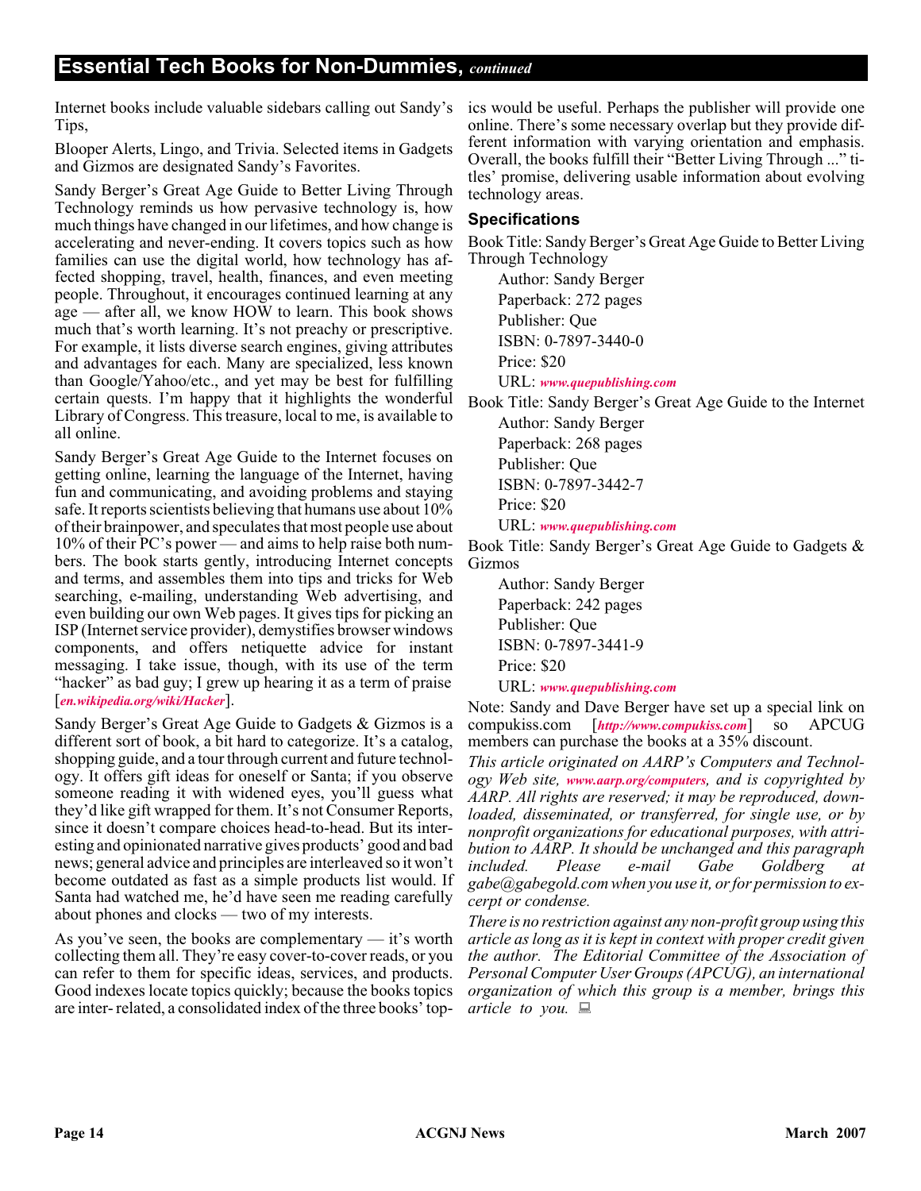## Essential Tech Books for Non-Dummies, *continued*

Internet books include valuable sidebars calling out Sandy's Tips,

Blooper Alerts, Lingo, and Trivia. Selected items in Gadgets and Gizmos are designated Sandy's Favorites.

Sandy Berger's Great Age Guide to Better Living Through Technology reminds us how pervasive technology is, how much things have changed in our lifetimes, and how change is accelerating and never-ending. It covers topics such as how families can use the digital world, how technology has affected shopping, travel, health, finances, and even meeting people. Throughout, it encourages continued learning at any age — after all, we know HOW to learn. This book shows much that's worth learning. It's not preachy or prescriptive. For example, it lists diverse search engines, giving attributes and advantages for each. Many are specialized, less known than Google/Yahoo/etc., and yet may be best for fulfilling certain quests. I'm happy that it highlights the wonderful Library of Congress. This treasure, local to me, is available to all online.

Sandy Berger's Great Age Guide to the Internet focuses on getting online, learning the language of the Internet, having fun and communicating, and avoiding problems and staying safe. It reports scientists believing that humans use about 10% of their brainpower, and speculates that most people use about 10% of their PC's power — and aims to help raise both numbers. The book starts gently, introducing Internet concepts and terms, and assembles them into tips and tricks for Web searching, e-mailing, understanding Web advertising, and even building our own Web pages. It gives tips for picking an ISP (Internet service provider), demystifies browser windows components, and offers netiquette advice for instant messaging. I take issue, though, with its use of the term "hacker" as bad guy; I grew up hearing it as a term of praise [*en.wikipedia.org/wiki/Hacker*].

Sandy Berger's Great Age Guide to Gadgets & Gizmos is a different sort of book, a bit hard to categorize. It's a catalog, shopping guide, and a tour through current and future technology. It offers gift ideas for oneself or Santa; if you observe someone reading it with widened eyes, you'll guess what they'd like gift wrapped for them. It's not Consumer Reports, since it doesn't compare choices head-to-head. But its interesting and opinionated narrative gives products' good and bad news; general advice and principles are interleaved so it won't become outdated as fast as a simple products list would. If Santa had watched me, he'd have seen me reading carefully about phones and clocks — two of my interests.

As you've seen, the books are complementary — it's worth collecting them all. They're easy cover-to-cover reads, or you can refer to them for specific ideas, services, and products. Good indexes locate topics quickly; because the books topics are inter- related, a consolidated index of the three books' topics would be useful. Perhaps the publisher will provide one online. There's some necessary overlap but they provide different information with varying orientation and emphasis. Overall, the books fulfill their "Better Living Through ..." titles' promise, delivering usable information about evolving technology areas.

### Specifications

Book Title: Sandy Berger's Great Age Guide to Better Living Through Technology

- Author: Sandy Berger
- Paperback: 272 pages
- Publisher: Que
- ISBN: 0-7897-3440-0
- Price: $20
- URL: *www.quepublishing.com*

Book Title: Sandy Berger's Great Age Guide to the Internet

- Author: Sandy Berger
- Paperback: 268 pages
- Publisher: Que
- ISBN: 0-7897-3442-7
- Price: $20
- URL: *www.quepublishing.com*

Book Title: Sandy Berger's Great Age Guide to Gadgets & Gizmos

- Author: Sandy Berger
- Paperback: 242 pages
- Publisher: Que
- ISBN: 0-7897-3441-9
- Price: $20
- URL: *www.quepublishing.com*

Note: Sandy and Dave Berger have set up a special link on compukiss.com [*http://www.compukiss.com*] so APCUG members can purchase the books at a 35% discount.

*This article originated on AARP's Computers and Technology Web site, www.aarp.org/computers, and is copyrighted by AARP. All rights are reserved; it may be reproduced, downloaded, disseminated, or transferred, for single use, or by nonprofit organizations for educational purposes, with attribution to AARP. It should be unchanged and this paragraph included. Please e-mail Gabe Goldberg at gabe@gabegold.com when you use it, or for permission to excerpt or condense.*

*There is no restriction against any non-profit group using this article as long as it is kept in context with proper credit given the author. The Editorial Committee of the Association of Personal Computer User Groups (APCUG), an international organization of which this group is a member, brings this article to you.*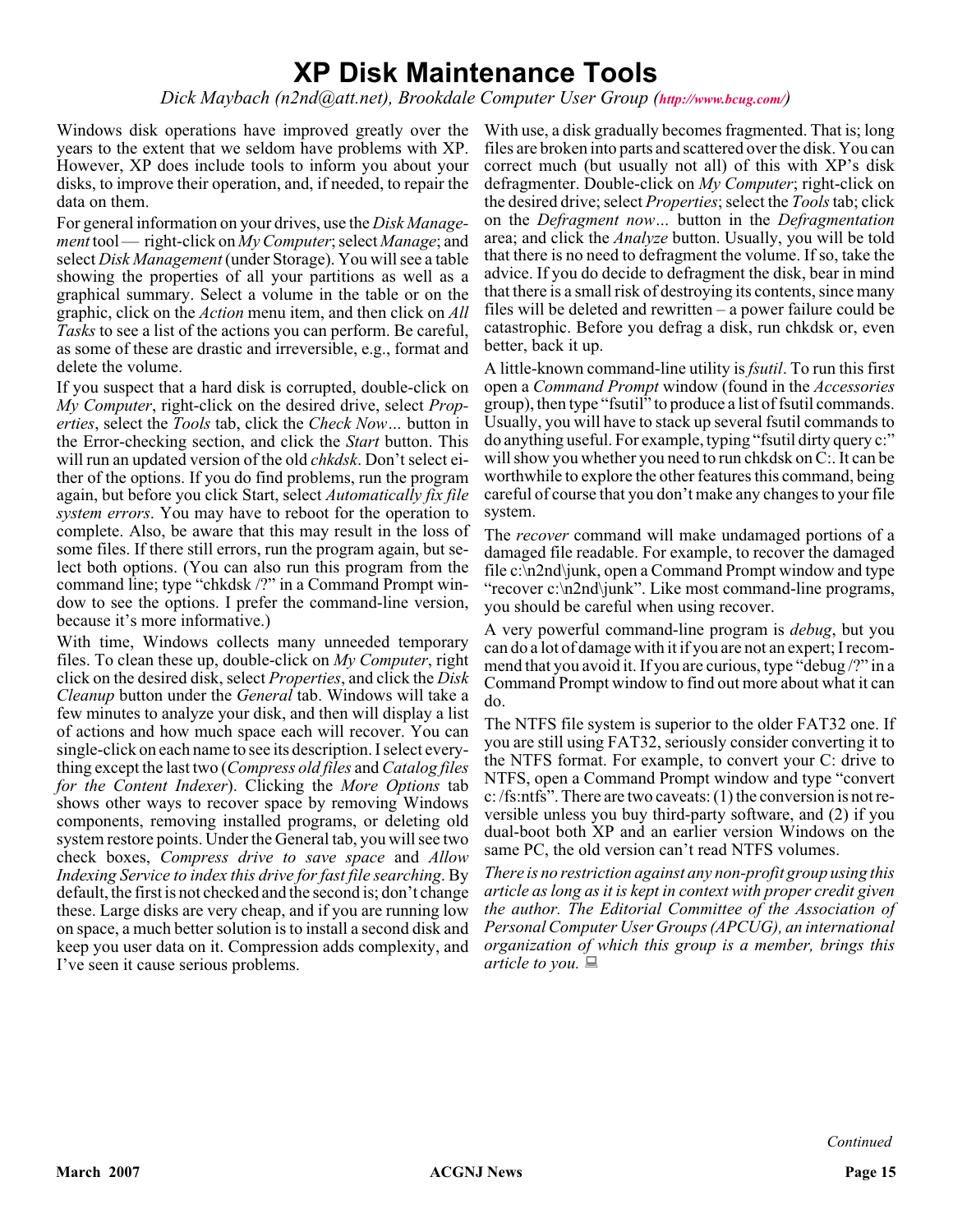# XP Disk Maintenance Tools

*Dick Maybach (n2nd@att.net), Brookdale Computer User Group (http://www.bcug.com/)*

Windows disk operations have improved greatly over the years to the extent that we seldom have problems with XP. However, XP does include tools to inform you about your disks, to improve their operation, and, if needed, to repair the data on them.

For general information on your drives, use the *Disk Management* tool — right-click on *My Computer*; select *Manage*; and select *Disk Management* (under Storage). You will see a table showing the properties of all your partitions as well as a graphical summary. Select a volume in the table or on the graphic, click on the *Action* menu item, and then click on *All Tasks* to see a list of the actions you can perform. Be careful, as some of these are drastic and irreversible, e.g., format and delete the volume.

If you suspect that a hard disk is corrupted, double-click on *My Computer*, right-click on the desired drive, select *Properties*, select the *Tools* tab, click the *Check Now…* button in the Error-checking section, and click the *Start* button. This will run an updated version of the old *chkdsk*. Don't select either of the options. If you do find problems, run the program again, but before you click Start, select *Automatically fix file system errors*. You may have to reboot for the operation to complete. Also, be aware that this may result in the loss of some files. If there still errors, run the program again, but select both options. (You can also run this program from the command line; type "chkdsk /?" in a Command Prompt window to see the options. I prefer the command-line version, because it's more informative.)

With time, Windows collects many unneeded temporary files. To clean these up, double-click on *My Computer*, right click on the desired disk, select *Properties*, and click the *Disk Cleanup* button under the *General* tab. Windows will take a few minutes to analyze your disk, and then will display a list of actions and how much space each will recover. You can single-click on each name to see its description. I select everything except the last two (*Compress old files* and *Catalog files for the Content Indexer*). Clicking the *More Options* tab shows other ways to recover space by removing Windows components, removing installed programs, or deleting old system restore points. Under the General tab, you will see two check boxes, *Compress drive to save space* and *Allow Indexing Service to index this drive for fast file searching*. By default, the first is not checked and the second is; don't change these. Large disks are very cheap, and if you are running low on space, a much better solution is to install a second disk and keep you user data on it. Compression adds complexity, and I've seen it cause serious problems.

With use, a disk gradually becomes fragmented. That is; long files are broken into parts and scattered over the disk. You can correct much (but usually not all) of this with XP's disk defragmenter. Double-click on *My Computer*; right-click on the desired drive; select *Properties*; select the *Tools* tab; click on the *Defragment now…* button in the *Defragmentation* area; and click the *Analyze* button. Usually, you will be told that there is no need to defragment the volume. If so, take the advice. If you do decide to defragment the disk, bear in mind that there is a small risk of destroying its contents, since many files will be deleted and rewritten – a power failure could be catastrophic. Before you defrag a disk, run chkdsk or, even better, back it up.

A little-known command-line utility is *fsutil*. To run this first open a *Command Prompt* window (found in the *Accessories* group), then type "fsutil" to produce a list of fsutil commands. Usually, you will have to stack up several fsutil commands to do anything useful. For example, typing "fsutil dirty query c:" will show you whether you need to run chkdsk on C:. It can be worthwhile to explore the other features this command, being careful of course that you don't make any changes to your file system.

The *recover* command will make undamaged portions of a damaged file readable. For example, to recover the damaged file c:\n2nd\junk, open a Command Prompt window and type "recover c:\n2nd\junk". Like most command-line programs, you should be careful when using recover.

A very powerful command-line program is *debug*, but you can do a lot of damage with it if you are not an expert; I recommend that you avoid it. If you are curious, type "debug /?" in a Command Prompt window to find out more about what it can do.

The NTFS file system is superior to the older FAT32 one. If you are still using FAT32, seriously consider converting it to the NTFS format. For example, to convert your C: drive to NTFS, open a Command Prompt window and type "convert c: /fs:ntfs". There are two caveats: (1) the conversion is not reversible unless you buy third-party software, and (2) if you dual-boot both XP and an earlier version Windows on the same PC, the old version can't read NTFS volumes.

*There is no restriction against any non-profit group using this article as long as it is kept in context with proper credit given the author. The Editorial Committee of the Association of Personal Computer User Groups (APCUG), an international organization of which this group is a member, brings this article to you.*

*Continued*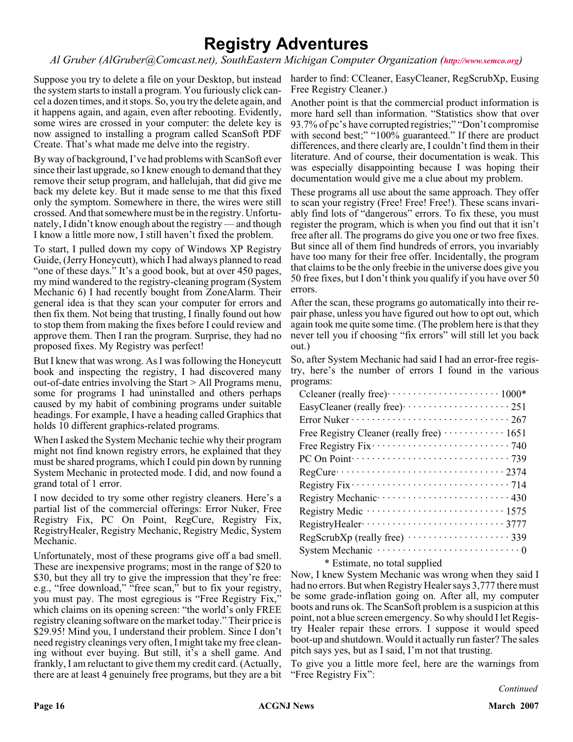# Registry Adventures

*Al Gruber (AlGruber@Comcast.net), SouthEastern Michigan Computer Organization (**http://www.semco.org**)*

Suppose you try to delete a file on your Desktop, but instead the system starts to install a program. You furiously click cancel a dozen times, and it stops. So, you try the delete again, and it happens again, and again, even after rebooting. Evidently, some wires are crossed in your computer: the delete key is now assigned to installing a program called ScanSoft PDF Create. That's what made me delve into the registry.

By way of background, I've had problems with ScanSoft ever since their last upgrade, so I knew enough to demand that they remove their setup program, and hallelujah, that did give me back my delete key. But it made sense to me that this fixed only the symptom. Somewhere in there, the wires were still crossed. And that somewhere must be in the registry. Unfortunately, I didn't know enough about the registry — and though I know a little more now, I still haven't fixed the problem.

To start, I pulled down my copy of Windows XP Registry Guide, (Jerry Honeycutt), which I had always planned to read "one of these days." It's a good book, but at over 450 pages, my mind wandered to the registry-cleaning program (System Mechanic 6) I had recently bought from ZoneAlarm. Their general idea is that they scan your computer for errors and then fix them. Not being that trusting, I finally found out how to stop them from making the fixes before I could review and approve them. Then I ran the program. Surprise, they had no proposed fixes. My Registry was perfect!

But I knew that was wrong. As I was following the Honeycutt book and inspecting the registry, I had discovered many out-of-date entries involving the Start > All Programs menu, some for programs I had uninstalled and others perhaps caused by my habit of combining programs under suitable headings. For example, I have a heading called Graphics that holds 10 different graphics-related programs.

When I asked the System Mechanic techie why their program might not find known registry errors, he explained that they must be shared programs, which I could pin down by running System Mechanic in protected mode. I did, and now found a grand total of 1 error.

I now decided to try some other registry cleaners. Here's a partial list of the commercial offerings: Error Nuker, Free Registry Fix, PC On Point, RegCure, Registry Fix, RegistryHealer, Registry Mechanic, Registry Medic, System Mechanic.

Unfortunately, most of these programs give off a bad smell. These are inexpensive programs; most in the range of $20 to $30, but they all try to give the impression that they're free: e.g., "free download," "free scan," but to fix your registry, you must pay. The most egregious is "Free Registry Fix," which claims on its opening screen: "the world's only FREE registry cleaning software on the market today." Their price is $29.95! Mind you, I understand their problem. Since I don't need registry cleanings very often, I might take my free cleaning without ever buying. But still, it's a shell game. And frankly, I am reluctant to give them my credit card. (Actually, there are at least 4 genuinely free programs, but they are a bit harder to find: CCleaner, EasyCleaner, RegScrubXp, Eusing Free Registry Cleaner.)

Another point is that the commercial product information is more hard sell than information. "Statistics show that over 93.7% of pc's have corrupted registries;" "Don't compromise with second best;" "100% guaranteed." If there are product differences, and there clearly are, I couldn't find them in their literature. And of course, their documentation is weak. This was especially disappointing because I was hoping their documentation would give me a clue about my problem.

These programs all use about the same approach. They offer to scan your registry (Free! Free! Free!). These scans invariably find lots of "dangerous" errors. To fix these, you must register the program, which is when you find out that it isn't free after all. The programs do give you one or two free fixes. But since all of them find hundreds of errors, you invariably have too many for their free offer. Incidentally, the program that claims to be the only freebie in the universe does give you 50 free fixes, but I don't think you qualify if you have over 50 errors.

After the scan, these programs go automatically into their repair phase, unless you have figured out how to opt out, which again took me quite some time. (The problem here is that they never tell you if choosing "fix errors" will still let you back out.)

So, after System Mechanic had said I had an error-free registry, here's the number of errors I found in the various programs:

| Program | Errors |
|---|---|
| Ccleaner (really free) | 1000* |
| EasyCleaner (really free) | 251 |
| Error Nuker | 267 |
| Free Registry Cleaner (really free) | 1651 |
| Free Registry Fix | 740 |
| PC On Point | 739 |
| RegCure | 2374 |
| Registry Fix | 714 |
| Registry Mechanic | 430 |
| Registry Medic | 1575 |
| RegistryHealer | 3777 |
| RegScrubXp (really free) | 339 |
| System Mechanic | 0 |

\* Estimate, no total supplied

Now, I knew System Mechanic was wrong when they said I had no errors. But when Registry Healer says 3,777 there must be some grade-inflation going on. After all, my computer boots and runs ok. The ScanSoft problem is a suspicion at this point, not a blue screen emergency. So why should I let Registry Healer repair these errors. I suppose it would speed boot-up and shutdown. Would it actually run faster? The sales pitch says yes, but as I said, I'm not that trusting.

To give you a little more feel, here are the warnings from "Free Registry Fix":

*Continued*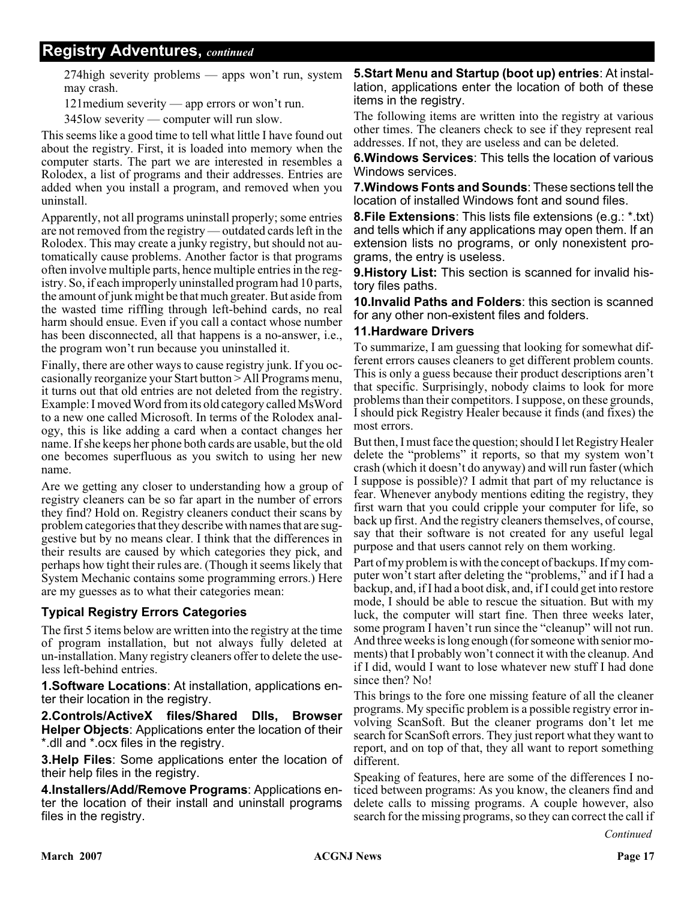## Registry Adventures, *continued*

274high severity problems — apps won't run, system may crash.

121medium severity — app errors or won't run.

345low severity — computer will run slow.

This seems like a good time to tell what little I have found out about the registry. First, it is loaded into memory when the computer starts. The part we are interested in resembles a Rolodex, a list of programs and their addresses. Entries are added when you install a program, and removed when you uninstall.

Apparently, not all programs uninstall properly; some entries are not removed from the registry — outdated cards left in the Rolodex. This may create a junky registry, but should not automatically cause problems. Another factor is that programs often involve multiple parts, hence multiple entries in the registry. So, if each improperly uninstalled program had 10 parts, the amount of junk might be that much greater. But aside from the wasted time riffling through left-behind cards, no real harm should ensue. Even if you call a contact whose number has been disconnected, all that happens is a no-answer, i.e., the program won't run because you uninstalled it.

Finally, there are other ways to cause registry junk. If you occasionally reorganize your Start button > All Programs menu, it turns out that old entries are not deleted from the registry. Example: I moved Word from its old category called MsWord to a new one called Microsoft. In terms of the Rolodex analogy, this is like adding a card when a contact changes her name. If she keeps her phone both cards are usable, but the old one becomes superfluous as you switch to using her new name.

Are we getting any closer to understanding how a group of registry cleaners can be so far apart in the number of errors they find? Hold on. Registry cleaners conduct their scans by problem categories that they describe with names that are suggestive but by no means clear. I think that the differences in their results are caused by which categories they pick, and perhaps how tight their rules are. (Though it seems likely that System Mechanic contains some programming errors.) Here are my guesses as to what their categories mean:

### Typical Registry Errors Categories

The first 5 items below are written into the registry at the time of program installation, but not always fully deleted at un-installation. Many registry cleaners offer to delete the useless left-behind entries.

**1.Software Locations**: At installation, applications enter their location in the registry.

**2.Controls/ActiveX files/Shared Dlls, Browser Helper Objects**: Applications enter the location of their *.dll and *.ocx files in the registry.

**3.Help Files**: Some applications enter the location of their help files in the registry.

**4.Installers/Add/Remove Programs**: Applications enter the location of their install and uninstall programs files in the registry.

**5.Start Menu and Startup (boot up) entries**: At installation, applications enter the location of both of these items in the registry.

The following items are written into the registry at various other times. The cleaners check to see if they represent real addresses. If not, they are useless and can be deleted.

**6.Windows Services**: This tells the location of various Windows services.

**7.Windows Fonts and Sounds**: These sections tell the location of installed Windows font and sound files.

**8.File Extensions**: This lists file extensions (e.g.: *.txt) and tells which if any applications may open them. If an extension lists no programs, or only nonexistent programs, the entry is useless.

**9.History List:** This section is scanned for invalid history files paths.

**10.Invalid Paths and Folders**: this section is scanned for any other non-existent files and folders.

**11.Hardware Drivers**

To summarize, I am guessing that looking for somewhat different errors causes cleaners to get different problem counts. This is only a guess because their product descriptions aren't that specific. Surprisingly, nobody claims to look for more problems than their competitors. I suppose, on these grounds, I should pick Registry Healer because it finds (and fixes) the most errors.

But then, I must face the question; should I let Registry Healer delete the "problems" it reports, so that my system won't crash (which it doesn't do anyway) and will run faster (which I suppose is possible)? I admit that part of my reluctance is fear. Whenever anybody mentions editing the registry, they first warn that you could cripple your computer for life, so back up first. And the registry cleaners themselves, of course, say that their software is not created for any useful legal purpose and that users cannot rely on them working.

Part of my problem is with the concept of backups. If my computer won't start after deleting the "problems," and if I had a backup, and, if I had a boot disk, and, if I could get into restore mode, I should be able to rescue the situation. But with my luck, the computer will start fine. Then three weeks later, some program I haven't run since the "cleanup" will not run. And three weeks is long enough (for someone with senior moments) that I probably won't connect it with the cleanup. And if I did, would I want to lose whatever new stuff I had done since then? No!

This brings to the fore one missing feature of all the cleaner programs. My specific problem is a possible registry error involving ScanSoft. But the cleaner programs don't let me search for ScanSoft errors. They just report what they want to report, and on top of that, they all want to report something different.

Speaking of features, here are some of the differences I noticed between programs: As you know, the cleaners find and delete calls to missing programs. A couple however, also search for the missing programs, so they can correct the call if

*Continued*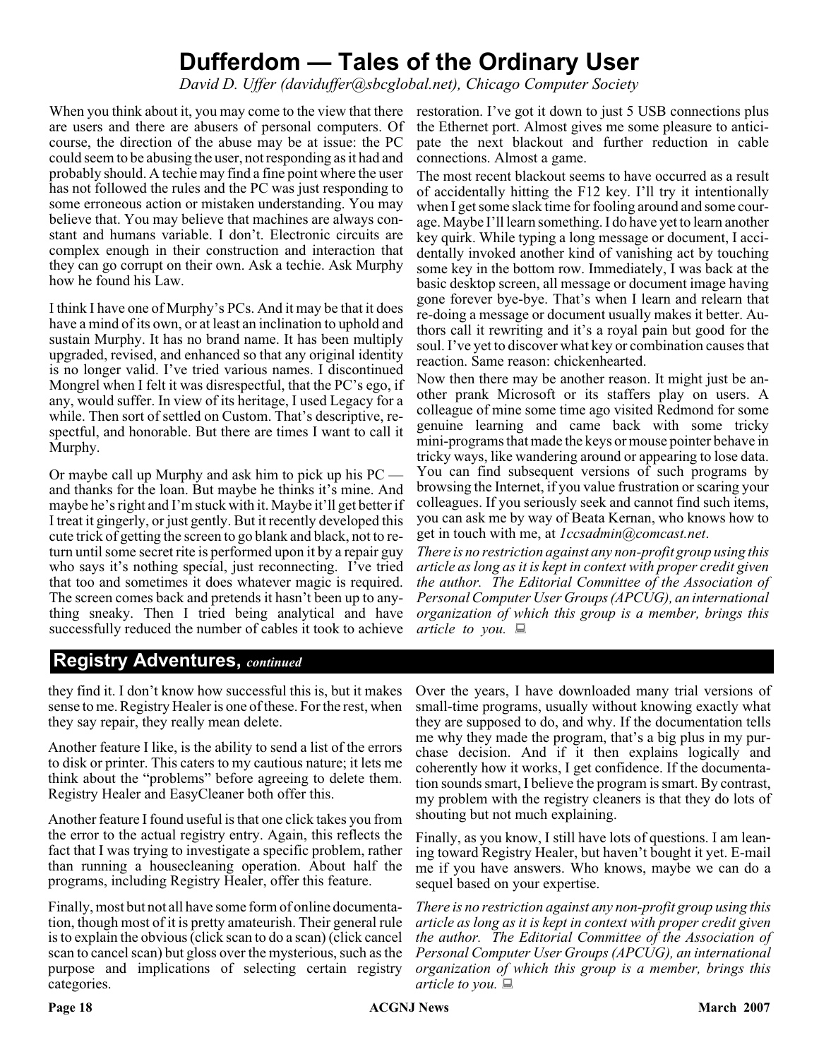# Dufferdom — Tales of the Ordinary User

*David D. Uffer (daviduffer@sbcglobal.net), Chicago Computer Society*

When you think about it, you may come to the view that there are users and there are abusers of personal computers. Of course, the direction of the abuse may be at issue: the PC could seem to be abusing the user, not responding as it had and probably should. A techie may find a fine point where the user has not followed the rules and the PC was just responding to some erroneous action or mistaken understanding. You may believe that. You may believe that machines are always constant and humans variable. I don't. Electronic circuits are complex enough in their construction and interaction that they can go corrupt on their own. Ask a techie. Ask Murphy how he found his Law.

I think I have one of Murphy's PCs. And it may be that it does have a mind of its own, or at least an inclination to uphold and sustain Murphy. It has no brand name. It has been multiply upgraded, revised, and enhanced so that any original identity is no longer valid. I've tried various names. I discontinued Mongrel when I felt it was disrespectful, that the PC's ego, if any, would suffer. In view of its heritage, I used Legacy for a while. Then sort of settled on Custom. That's descriptive, respectful, and honorable. But there are times I want to call it Murphy.

Or maybe call up Murphy and ask him to pick up his PC — and thanks for the loan. But maybe he thinks it's mine. And maybe he's right and I'm stuck with it. Maybe it'll get better if I treat it gingerly, or just gently. But it recently developed this cute trick of getting the screen to go blank and black, not to return until some secret rite is performed upon it by a repair guy who says it's nothing special, just reconnecting. I've tried that too and sometimes it does whatever magic is required. The screen comes back and pretends it hasn't been up to anything sneaky. Then I tried being analytical and have successfully reduced the number of cables it took to achieve restoration. I've got it down to just 5 USB connections plus the Ethernet port. Almost gives me some pleasure to anticipate the next blackout and further reduction in cable connections. Almost a game.

The most recent blackout seems to have occurred as a result of accidentally hitting the F12 key. I'll try it intentionally when I get some slack time for fooling around and some courage. Maybe I'll learn something. I do have yet to learn another key quirk. While typing a long message or document, I accidentally invoked another kind of vanishing act by touching some key in the bottom row. Immediately, I was back at the basic desktop screen, all message or document image having gone forever bye-bye. That's when I learn and relearn that re-doing a message or document usually makes it better. Authors call it rewriting and it's a royal pain but good for the soul. I've yet to discover what key or combination causes that reaction. Same reason: chickenhearted.

Now then there may be another reason. It might just be another prank Microsoft or its staffers play on users. A colleague of mine some time ago visited Redmond for some genuine learning and came back with some tricky mini-programs that made the keys or mouse pointer behave in tricky ways, like wandering around or appearing to lose data. You can find subsequent versions of such programs by browsing the Internet, if you value frustration or scaring your colleagues. If you seriously seek and cannot find such items, you can ask me by way of Beata Kernan, who knows how to get in touch with me, at *1ccsadmin@comcast.net*.

*There is no restriction against any non-profit group using this article as long as it is kept in context with proper credit given the author. The Editorial Committee of the Association of Personal Computer User Groups (APCUG), an international organization of which this group is a member, brings this article to you.*

## Registry Adventures, *continued*

they find it. I don't know how successful this is, but it makes sense to me. Registry Healer is one of these. For the rest, when they say repair, they really mean delete.

Another feature I like, is the ability to send a list of the errors to disk or printer. This caters to my cautious nature; it lets me think about the "problems" before agreeing to delete them. Registry Healer and EasyCleaner both offer this.

Another feature I found useful is that one click takes you from the error to the actual registry entry. Again, this reflects the fact that I was trying to investigate a specific problem, rather than running a housecleaning operation. About half the programs, including Registry Healer, offer this feature.

Finally, most but not all have some form of online documentation, though most of it is pretty amateurish. Their general rule is to explain the obvious (click scan to do a scan) (click cancel scan to cancel scan) but gloss over the mysterious, such as the purpose and implications of selecting certain registry categories.

Over the years, I have downloaded many trial versions of small-time programs, usually without knowing exactly what they are supposed to do, and why. If the documentation tells me why they made the program, that's a big plus in my purchase decision. And if it then explains logically and coherently how it works, I get confidence. If the documentation sounds smart, I believe the program is smart. By contrast, my problem with the registry cleaners is that they do lots of shouting but not much explaining.

Finally, as you know, I still have lots of questions. I am leaning toward Registry Healer, but haven't bought it yet. E-mail me if you have answers. Who knows, maybe we can do a sequel based on your expertise.

*There is no restriction against any non-profit group using this article as long as it is kept in context with proper credit given the author. The Editorial Committee of the Association of Personal Computer User Groups (APCUG), an international organization of which this group is a member, brings this article to you.*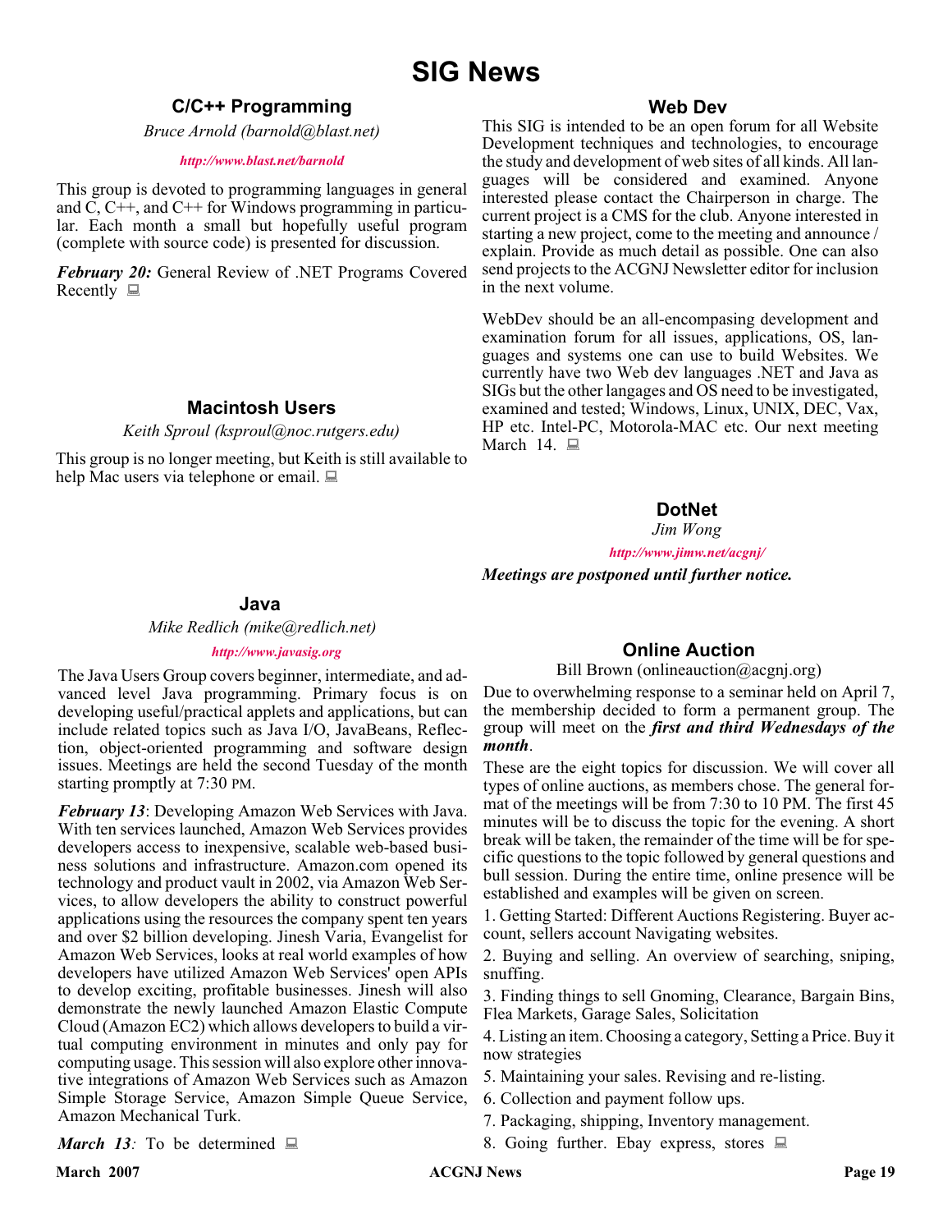# SIG News

## C/C++ Programming

*Bruce Arnold (barnold@blast.net)*

*http://www.blast.net/barnold*

This group is devoted to programming languages in general and C, C++, and C++ for Windows programming in particular. Each month a small but hopefully useful program (complete with source code) is presented for discussion.

***February 20:*** General Review of .NET Programs Covered Recently

## Macintosh Users

*Keith Sproul (ksproul@noc.rutgers.edu)*

This group is no longer meeting, but Keith is still available to help Mac users via telephone or email.

## Java

*Mike Redlich (mike@redlich.net)*

*http://www.javasig.org*

The Java Users Group covers beginner, intermediate, and advanced level Java programming. Primary focus is on developing useful/practical applets and applications, but can include related topics such as Java I/O, JavaBeans, Reflection, object-oriented programming and software design issues. Meetings are held the second Tuesday of the month starting promptly at 7:30 PM.

***February 13***: Developing Amazon Web Services with Java. With ten services launched, Amazon Web Services provides developers access to inexpensive, scalable web-based business solutions and infrastructure. Amazon.com opened its technology and product vault in 2002, via Amazon Web Services, to allow developers the ability to construct powerful applications using the resources the company spent ten years and over $2 billion developing. Jinesh Varia, Evangelist for Amazon Web Services, looks at real world examples of how developers have utilized Amazon Web Services' open APIs to develop exciting, profitable businesses. Jinesh will also demonstrate the newly launched Amazon Elastic Compute Cloud (Amazon EC2) which allows developers to build a virtual computing environment in minutes and only pay for computing usage. This session will also explore other innovative integrations of Amazon Web Services such as Amazon Simple Storage Service, Amazon Simple Queue Service, Amazon Mechanical Turk.

***March 13****:* To be determined

## Web Dev

This SIG is intended to be an open forum for all Website Development techniques and technologies, to encourage the study and development of web sites of all kinds. All languages will be considered and examined. Anyone interested please contact the Chairperson in charge. The current project is a CMS for the club. Anyone interested in starting a new project, come to the meeting and announce / explain. Provide as much detail as possible. One can also send projects to the ACGNJ Newsletter editor for inclusion in the next volume.

WebDev should be an all-encompassing development and examination forum for all issues, applications, OS, languages and systems one can use to build Websites. We currently have two Web dev languages .NET and Java as SIGs but the other langages and OS need to be investigated, examined and tested; Windows, Linux, UNIX, DEC, Vax, HP etc. Intel-PC, Motorola-MAC etc. Our next meeting March 14.

## DotNet

*Jim Wong*

*http://www.jimw.net/acgnj/*

***Meetings are postponed until further notice.***

## Online Auction

Bill Brown (onlineauction@acgnj.org)

Due to overwhelming response to a seminar held on April 7, the membership decided to form a permanent group. The group will meet on the ***first and third Wednesdays of the month***.

These are the eight topics for discussion. We will cover all types of online auctions, as members chose. The general format of the meetings will be from 7:30 to 10 PM. The first 45 minutes will be to discuss the topic for the evening. A short break will be taken, the remainder of the time will be for specific questions to the topic followed by general questions and bull session. During the entire time, online presence will be established and examples will be given on screen.

1. Getting Started: Different Auctions Registering. Buyer account, sellers account Navigating websites.
2. Buying and selling. An overview of searching, sniping, snuffing.
3. Finding things to sell Gnoming, Clearance, Bargain Bins, Flea Markets, Garage Sales, Solicitation
4. Listing an item. Choosing a category, Setting a Price. Buy it now strategies
5. Maintaining your sales. Revising and re-listing.
6. Collection and payment follow ups.
7. Packaging, shipping, Inventory management.
8. Going further. Ebay express, stores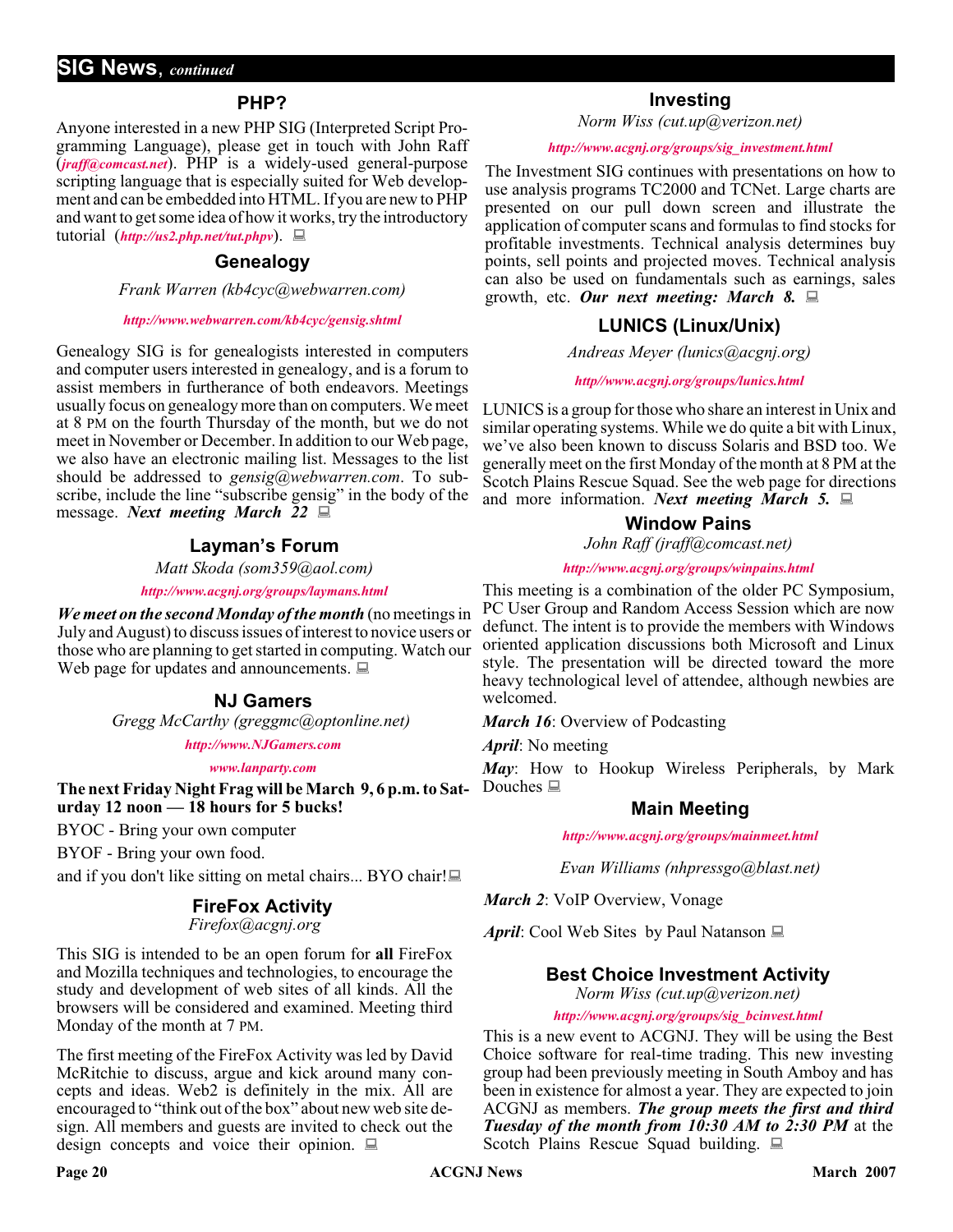## SIG News, *continued*

### PHP?

Anyone interested in a new PHP SIG (Interpreted Script Programming Language), please get in touch with John Raff (*jraff@comcast.net*). PHP is a widely-used general-purpose scripting language that is especially suited for Web development and can be embedded into HTML. If you are new to PHP and want to get some idea of how it works, try the introductory tutorial (*http://us2.php.net/tut.phpv*).

### Genealogy

*Frank Warren (kb4cyc@webwarren.com)*

*http://www.webwarren.com/kb4cyc/gensig.shtml*

Genealogy SIG is for genealogists interested in computers and computer users interested in genealogy, and is a forum to assist members in furtherance of both endeavors. Meetings usually focus on genealogy more than on computers. We meet at 8 PM on the fourth Thursday of the month, but we do not meet in November or December. In addition to our Web page, we also have an electronic mailing list. Messages to the list should be addressed to *gensig@webwarren.com*. To subscribe, include the line "subscribe gensig" in the body of the message. ***Next meeting March 22***

### Layman's Forum

*Matt Skoda (som359@aol.com)*

*http://www.acgnj.org/groups/laymans.html*

***We meet on the second Monday of the month*** (no meetings in July and August) to discuss issues of interest to novice users or those who are planning to get started in computing. Watch our Web page for updates and announcements.

### NJ Gamers

*Gregg McCarthy (greggmc@optonline.net)*

*http://www.NJGamers.com*

*www.lanparty.com*

**The next Friday Night Frag will be March 9, 6 p.m. to Saturday 12 noon — 18 hours for 5 bucks!**

BYOC - Bring your own computer

BYOF - Bring your own food.

and if you don't like sitting on metal chairs... BYO chair!

### FireFox Activity

*Firefox@acgnj.org*

This SIG is intended to be an open forum for **all** FireFox and Mozilla techniques and technologies, to encourage the study and development of web sites of all kinds. All the browsers will be considered and examined. Meeting third Monday of the month at 7 PM.

The first meeting of the FireFox Activity was led by David McRitchie to discuss, argue and kick around many concepts and ideas. Web2 is definitely in the mix. All are encouraged to "think out of the box" about new web site design. All members and guests are invited to check out the design concepts and voice their opinion.

### Investing

*Norm Wiss (cut.up@verizon.net)*

*http://www.acgnj.org/groups/sig_investment.html*

The Investment SIG continues with presentations on how to use analysis programs TC2000 and TCNet. Large charts are presented on our pull down screen and illustrate the application of computer scans and formulas to find stocks for profitable investments. Technical analysis determines buy points, sell points and projected moves. Technical analysis can also be used on fundamentals such as earnings, sales growth, etc. ***Our next meeting: March 8.***

### LUNICS (Linux/Unix)

*Andreas Meyer (lunics@acgnj.org)*

*http//www.acgnj.org/groups/lunics.html*

LUNICS is a group for those who share an interest in Unix and similar operating systems. While we do quite a bit with Linux, we've also been known to discuss Solaris and BSD too. We generally meet on the first Monday of the month at 8 PM at the Scotch Plains Rescue Squad. See the web page for directions and more information. ***Next meeting March 5.***

### Window Pains

*John Raff (jraff@comcast.net)*

*http://www.acgnj.org/groups/winpains.html*

This meeting is a combination of the older PC Symposium, PC User Group and Random Access Session which are now defunct. The intent is to provide the members with Windows oriented application discussions both Microsoft and Linux style. The presentation will be directed toward the more heavy technological level of attendee, although newbies are welcomed.

***March 16***: Overview of Podcasting

***April***: No meeting

***May***: How to Hookup Wireless Peripherals, by Mark Douches

### Main Meeting

*http://www.acgnj.org/groups/mainmeet.html*

*Evan Williams (nhpressgo@blast.net)*

***March 2***: VoIP Overview, Vonage

***April***: Cool Web Sites by Paul Natanson

### Best Choice Investment Activity

*Norm Wiss (cut.up@verizon.net)*

*http://www.acgnj.org/groups/sig_bcinvest.html*

This is a new event to ACGNJ. They will be using the Best Choice software for real-time trading. This new investing group had been previously meeting in South Amboy and has been in existence for almost a year. They are expected to join ACGNJ as members. ***The group meets the first and third Tuesday of the month from 10:30 AM to 2:30 PM*** at the Scotch Plains Rescue Squad building.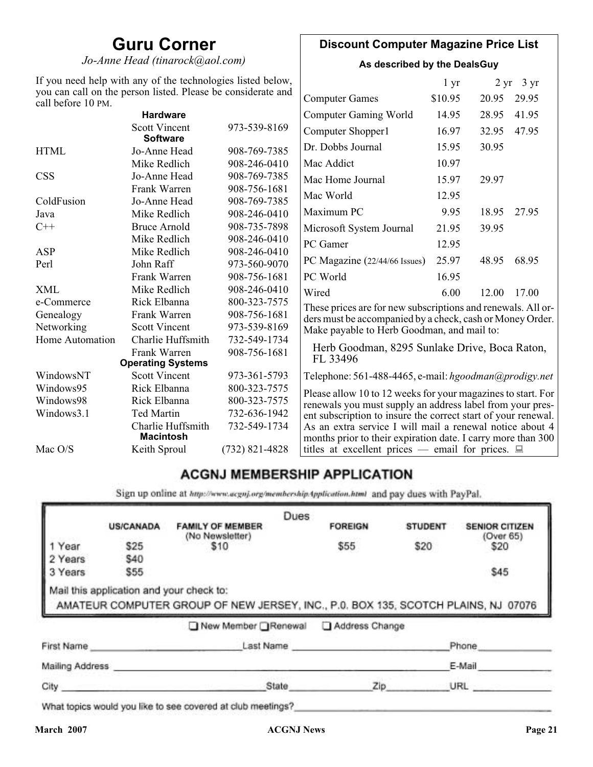# Guru Corner

*Jo-Anne Head (tinarock@aol.com)*

If you need help with any of the technologies listed below, you can call on the person listed. Please be considerate and call before 10 PM.

| Topic | Name | Phone |
|---|---|---|
| **Hardware** | | |
| | Scott Vincent | 973-539-8169 |
| **Software** | | |
| HTML | Jo-Anne Head | 908-769-7385 |
| | Mike Redlich | 908-246-0410 |
| CSS | Jo-Anne Head | 908-769-7385 |
| | Frank Warren | 908-756-1681 |
| ColdFusion | Jo-Anne Head | 908-769-7385 |
| Java | Mike Redlich | 908-246-0410 |
| C++ | Bruce Arnold | 908-735-7898 |
| | Mike Redlich | 908-246-0410 |
| ASP | Mike Redlich | 908-246-0410 |
| Perl | John Raff | 973-560-9070 |
| | Frank Warren | 908-756-1681 |
| XML | Mike Redlich | 908-246-0410 |
| e-Commerce | Rick Elbanna | 800-323-7575 |
| Genealogy | Frank Warren | 908-756-1681 |
| Networking | Scott Vincent | 973-539-8169 |
| Home Automation | Charlie Huffsmith | 732-549-1734 |
| | Frank Warren | 908-756-1681 |
| **Operating Systems** | | |
| WindowsNT | Scott Vincent | 973-361-5793 |
| Windows95 | Rick Elbanna | 800-323-7575 |
| Windows98 | Rick Elbanna | 800-323-7575 |
| Windows3.1 | Ted Martin | 732-636-1942 |
| | Charlie Huffsmith | 732-549-1734 |
| **Macintosh** | | |
| Mac O/S | Keith Sproul | (732) 821-4828 |

## Discount Computer Magazine Price List

**As described by the DealsGuy**

| | 1 yr | 2 yr | 3 yr |
|---|---|---|---|
| Computer Games | $10.95 | 20.95 | 29.95 |
| Computer Gaming World | 14.95 | 28.95 | 41.95 |
| Computer Shopper1 | 16.97 | 32.95 | 47.95 |
| Dr. Dobbs Journal | 15.95 | 30.95 | |
| Mac Addict | 10.97 | | |
| Mac Home Journal | 15.97 | 29.97 | |
| Mac World | 12.95 | | |
| Maximum PC | 9.95 | 18.95 | 27.95 |
| Microsoft System Journal | 21.95 | 39.95 | |
| PC Gamer | 12.95 | | |
| PC Magazine (22/44/66 Issues) | 25.97 | 48.95 | 68.95 |
| PC World | 16.95 | | |
| Wired | 6.00 | 12.00 | 17.00 |

These prices are for new subscriptions and renewals. All orders must be accompanied by a check, cash or Money Order. Make payable to Herb Goodman, and mail to:

Herb Goodman, 8295 Sunlake Drive, Boca Raton, FL 33496

Telephone: 561-488-4465, e-mail: *hgoodman@prodigy.net*

Please allow 10 to 12 weeks for your magazines to start. For renewals you must supply an address label from your present subscription to insure the correct start of your renewal. As an extra service I will mail a renewal notice about 4 months prior to their expiration date. I carry more than 300 titles at excellent prices — email for prices.

## ACGNJ MEMBERSHIP APPLICATION

Sign up online at http://www.acgnj.org/membershipApplication.html and pay dues with PayPal.

**Dues**

| | US/CANADA | FAMILY OF MEMBER (No Newsletter) | FOREIGN | STUDENT | SENIOR CITIZEN (Over 65) |
|---|---|---|---|---|---|
| 1 Year | $25 | $10 | $55 | $20 | $20 |
| 2 Years | $40 | | | | |
| 3 Years | $55 | | | | $45 |

Mail this application and your check to:

AMATEUR COMPUTER GROUP OF NEW JERSEY, INC., P.0. BOX 135, SCOTCH PLAINS, NJ 07076

☐ New Member ☐ Renewal ☐ Address Change

First Name \_\_\_\_\_\_\_\_\_\_ Last Name \_\_\_\_\_\_\_\_\_\_ Phone \_\_\_\_\_\_\_\_\_\_

Mailing Address \_\_\_\_\_\_\_\_\_\_ E-Mail \_\_\_\_\_\_\_\_\_\_

City \_\_\_\_\_\_\_\_\_\_ State \_\_\_\_\_\_\_\_\_\_ Zip \_\_\_\_\_\_\_\_\_\_ URL \_\_\_\_\_\_\_\_\_\_

What topics would you like to see covered at club meetings? \_\_\_\_\_\_\_\_\_\_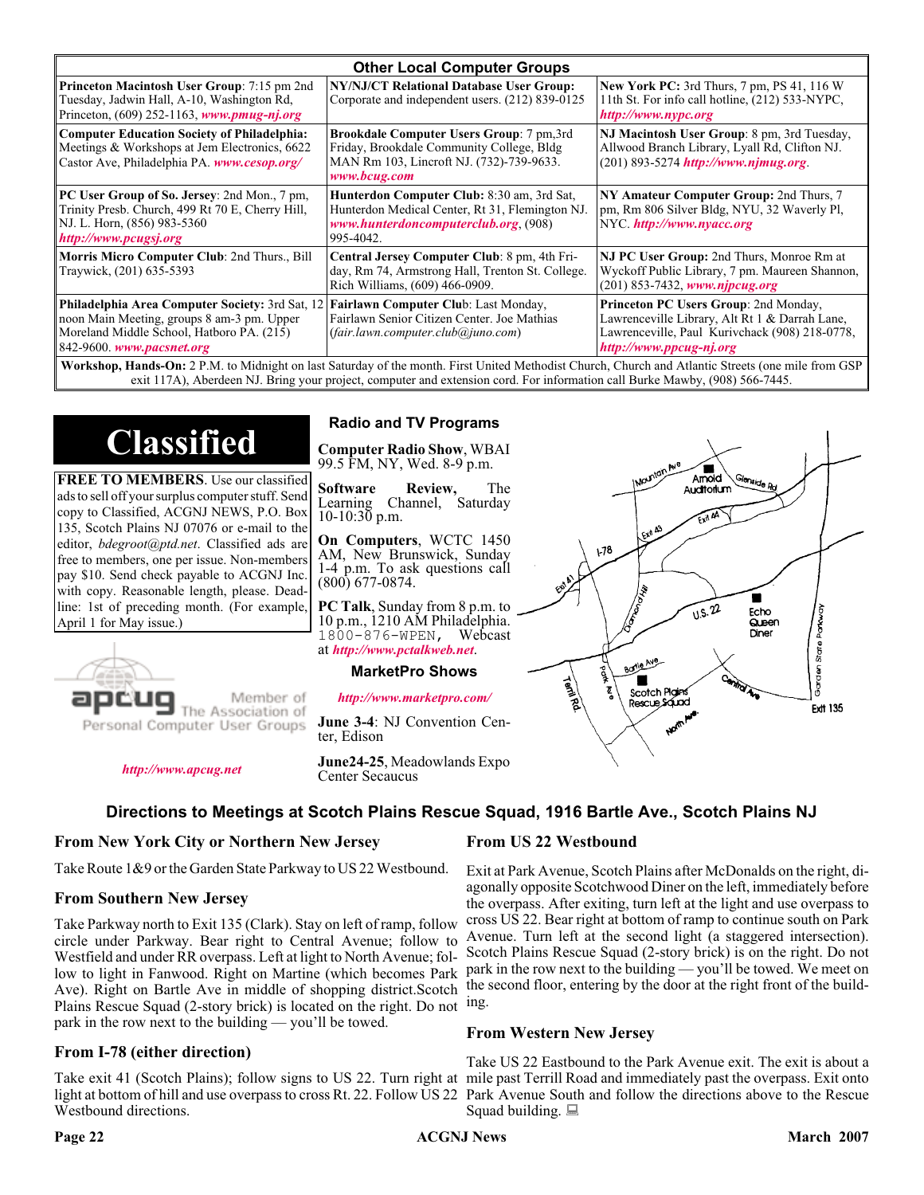## Other Local Computer Groups

| | | |
|---|---|---|
| **Princeton Macintosh User Group**: 7:15 pm 2nd Tuesday, Jadwin Hall, A-10, Washington Rd, Princeton, (609) 252-1163, ***www.pmug-nj.org*** | **NY/NJ/CT Relational Database User Group:** Corporate and independent users. (212) 839-0125 | **New York PC:** 3rd Thurs, 7 pm, PS 41, 116 W 11th St. For info call hotline, (212) 533-NYPC, ***http://www.nypc.org*** |
| **Computer Education Society of Philadelphia:** Meetings & Workshops at Jem Electronics, 6622 Castor Ave, Philadelphia PA. ***www.cesop.org/*** | **Brookdale Computer Users Group**: 7 pm,3rd Friday, Brookdale Community College, Bldg MAN Rm 103, Lincroft NJ. (732)-739-9633. ***www.bcug.com*** | **NJ Macintosh User Group**: 8 pm, 3rd Tuesday, Allwood Branch Library, Lyall Rd, Clifton NJ. (201) 893-5274 ***http://www.njmug.org***. |
| **PC User Group of So. Jersey**: 2nd Mon., 7 pm, Trinity Presb. Church, 499 Rt 70 E, Cherry Hill, NJ. L. Horn, (856) 983-5360 ***http://www.pcugsj.org*** | **Hunterdon Computer Club:** 8:30 am, 3rd Sat, Hunterdon Medical Center, Rt 31, Flemington NJ. ***www.hunterdoncomputerclub.org***, (908) 995-4042. | **NY Amateur Computer Group:** 2nd Thurs, 7 pm, Rm 806 Silver Bldg, NYU, 32 Waverly Pl, NYC. ***http://www.nyacc.org*** |
| **Morris Micro Computer Club**: 2nd Thurs., Bill Traywick, (201) 635-5393 | **Central Jersey Computer Club**: 8 pm, 4th Friday, Rm 74, Armstrong Hall, Trenton St. College. Rich Williams, (609) 466-0909. | **NJ PC User Group:** 2nd Thurs, Monroe Rm at Wyckoff Public Library, 7 pm. Maureen Shannon, (201) 853-7432, ***www.njpcug.org*** |
| **Philadelphia Area Computer Society:** 3rd Sat, 12 noon Main Meeting, groups 8 am-3 pm. Upper Moreland Middle School, Hatboro PA. (215) 842-9600. ***www.pacsnet.org*** | **Fairlawn Computer Club**: Last Monday, Fairlawn Senior Citizen Center. Joe Mathias (*fair.lawn.computer.club@juno.com*) | **Princeton PC Users Group**: 2nd Monday, Lawrenceville Library, Alt Rt 1 & Darrah Lane, Lawrenceville, Paul Kurivchack (908) 218-0778, ***http://www.ppcug-nj.org*** |

**Workshop, Hands-On:** 2 P.M. to Midnight on last Saturday of the month. First United Methodist Church, Church and Atlantic Streets (one mile from GSP exit 117A), Aberdeen NJ. Bring your project, computer and extension cord. For information call Burke Mawby, (908) 566-7445.

# Classified

**FREE TO MEMBERS**. Use our classified ads to sell off your surplus computer stuff. Send copy to Classified, ACGNJ NEWS, P.O. Box 135, Scotch Plains NJ 07076 or e-mail to the editor, *bdegroot@ptd.net*. Classified ads are free to members, one per issue. Non-members pay $10. Send check payable to ACGNJ Inc. with copy. Reasonable length, please. Deadline: 1st of preceding month. (For example, April 1 for May issue.)

apcug Member of The Association of Personal Computer User Groups

***http://www.apcug.net***

## Radio and TV Programs

**Computer Radio Show**, WBAI 99.5 FM, NY, Wed. 8-9 p.m.

**Software Review,** The Learning Channel, Saturday 10-10:30 p.m.

**On Computers**, WCTC 1450 AM, New Brunswick, Sunday 1-4 p.m. To ask questions call (800) 677-0874.

**PC Talk**, Sunday from 8 p.m. to 10 p.m., 1210 AM Philadelphia. 1800-876-WPEN, Webcast at ***http://www.pctalkweb.net***.

## MarketPro Shows

***http://www.marketpro.com/***

**June 3-4**: NJ Convention Center, Edison

**June24-25**, Meadowlands Expo Center Secaucus

## Directions to Meetings at Scotch Plains Rescue Squad, 1916 Bartle Ave., Scotch Plains NJ

### From New York City or Northern New Jersey

Take Route 1&9 or the Garden State Parkway to US 22 Westbound.

### From Southern New Jersey

Take Parkway north to Exit 135 (Clark). Stay on left of ramp, follow circle under Parkway. Bear right to Central Avenue; follow to Westfield and under RR overpass. Left at light to North Avenue; follow to light in Fanwood. Right on Martine (which becomes Park Ave). Right on Bartle Ave in middle of shopping district.Scotch Plains Rescue Squad (2-story brick) is located on the right. Do not park in the row next to the building — you'll be towed.

### From I-78 (either direction)

Take exit 41 (Scotch Plains); follow signs to US 22. Turn right at light at bottom of hill and use overpass to cross Rt. 22. Follow US 22 Westbound directions.

### From US 22 Westbound

Exit at Park Avenue, Scotch Plains after McDonalds on the right, diagonally opposite Scotchwood Diner on the left, immediately before the overpass. After exiting, turn left at the light and use overpass to cross US 22. Bear right at bottom of ramp to continue south on Park Avenue. Turn left at the second light (a staggered intersection). Scotch Plains Rescue Squad (2-story brick) is on the right. Do not park in the row next to the building — you'll be towed. We meet on the second floor, entering by the door at the right front of the building.

### From Western New Jersey

Take US 22 Eastbound to the Park Avenue exit. The exit is about a mile past Terrill Road and immediately past the overpass. Exit onto Park Avenue South and follow the directions above to the Rescue Squad building.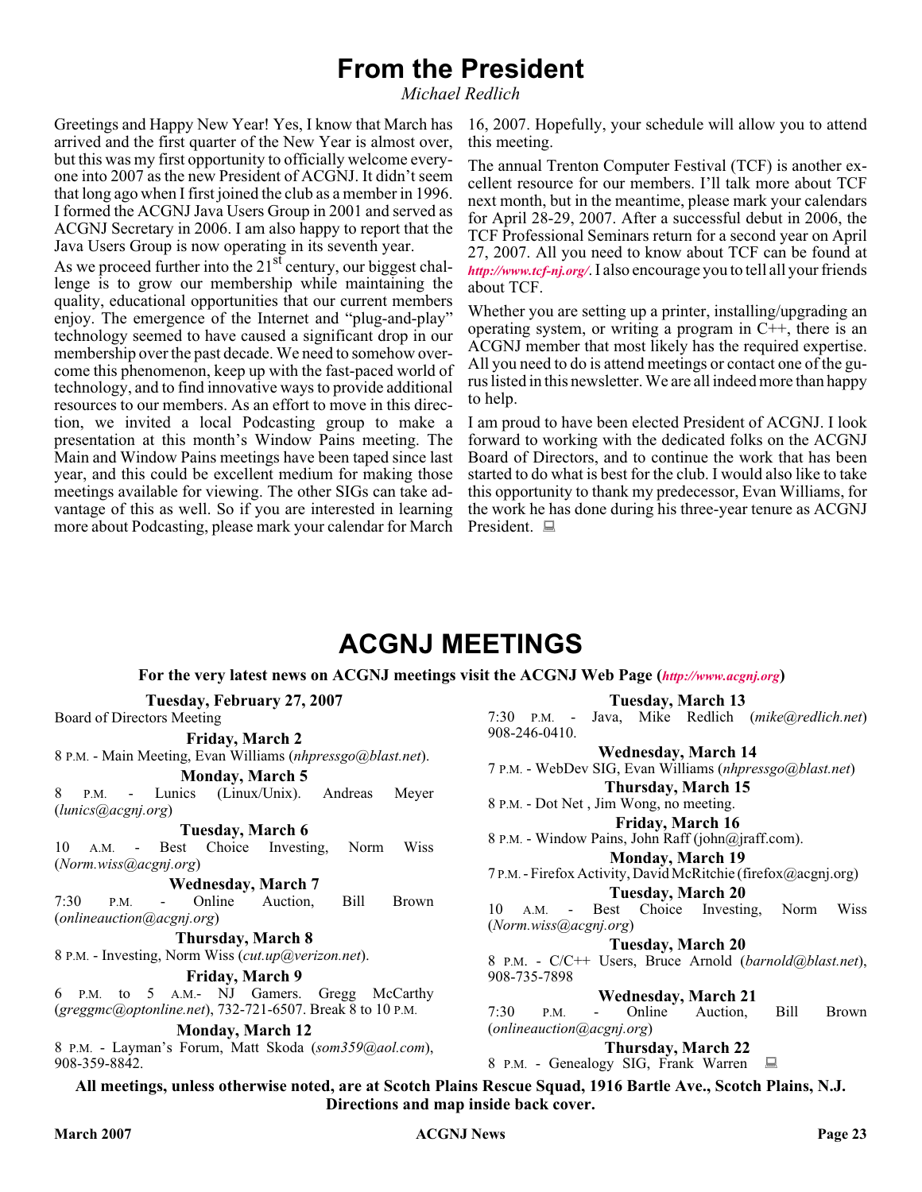# From the President

*Michael Redlich*

Greetings and Happy New Year! Yes, I know that March has arrived and the first quarter of the New Year is almost over, but this was my first opportunity to officially welcome everyone into 2007 as the new President of ACGNJ. It didn't seem that long ago when I first joined the club as a member in 1996. I formed the ACGNJ Java Users Group in 2001 and served as ACGNJ Secretary in 2006. I am also happy to report that the Java Users Group is now operating in its seventh year.

As we proceed further into the 21st century, our biggest challenge is to grow our membership while maintaining the quality, educational opportunities that our current members enjoy. The emergence of the Internet and "plug-and-play" technology seemed to have caused a significant drop in our membership over the past decade. We need to somehow overcome this phenomenon, keep up with the fast-paced world of technology, and to find innovative ways to provide additional resources to our members. As an effort to move in this direction, we invited a local Podcasting group to make a presentation at this month's Window Pains meeting. The Main and Window Pains meetings have been taped since last year, and this could be excellent medium for making those meetings available for viewing. The other SIGs can take advantage of this as well. So if you are interested in learning more about Podcasting, please mark your calendar for March 16, 2007. Hopefully, your schedule will allow you to attend this meeting.

The annual Trenton Computer Festival (TCF) is another excellent resource for our members. I'll talk more about TCF next month, but in the meantime, please mark your calendars for April 28-29, 2007. After a successful debut in 2006, the TCF Professional Seminars return for a second year on April 27, 2007. All you need to know about TCF can be found at *http://www.tcf-nj.org/*. I also encourage you to tell all your friends about TCF.

Whether you are setting up a printer, installing/upgrading an operating system, or writing a program in C++, there is an ACGNJ member that most likely has the required expertise. All you need to do is attend meetings or contact one of the gurus listed in this newsletter. We are all indeed more than happy to help.

I am proud to have been elected President of ACGNJ. I look forward to working with the dedicated folks on the ACGNJ Board of Directors, and to continue the work that has been started to do what is best for the club. I would also like to take this opportunity to thank my predecessor, Evan Williams, for the work he has done during his three-year tenure as ACGNJ President.

# ACGNJ MEETINGS

**For the very latest news on ACGNJ meetings visit the ACGNJ Web Page (*http://www.acgnj.org*)**

**Tuesday, February 27, 2007**

Board of Directors Meeting

**Friday, March 2**

8 P.M. - Main Meeting, Evan Williams (*nhpressgo@blast.net*).

**Monday, March 5**

8 P.M. - Lunics (Linux/Unix). Andreas Meyer (*lunics@acgnj.org*)

**Tuesday, March 6**

10 A.M. - Best Choice Investing, Norm Wiss (*Norm.wiss@acgnj.org*)

**Wednesday, March 7**

7:30 P.M. - Online Auction, Bill Brown (*onlineauction@acgnj.org*)

**Thursday, March 8**

8 P.M. - Investing, Norm Wiss (*cut.up@verizon.net*).

**Friday, March 9**

6 P.M. to 5 A.M.- NJ Gamers. Gregg McCarthy (*greggmc@optonline.net*), 732-721-6507. Break 8 to 10 P.M.

**Monday, March 12**

8 P.M. - Layman's Forum, Matt Skoda (*som359@aol.com*), 908-359-8842.

**Tuesday, March 13**

7:30 P.M. - Java, Mike Redlich (*mike@redlich.net*) 908-246-0410.

**Wednesday, March 14**

7 P.M. - WebDev SIG, Evan Williams (*nhpressgo@blast.net*)

**Thursday, March 15**

8 P.M. - Dot Net , Jim Wong, no meeting.

**Friday, March 16**

8 P.M. - Window Pains, John Raff (john@jraff.com).

**Monday, March 19**

7 P.M. - Firefox Activity, David McRitchie (firefox@acgnj.org)

**Tuesday, March 20**

10 A.M. - Best Choice Investing, Norm Wiss (*Norm.wiss@acgnj.org*)

**Tuesday, March 20**

8 P.M. - C/C++ Users, Bruce Arnold (*barnold@blast.net*), 908-735-7898

**Wednesday, March 21**

7:30 P.M. - Online Auction, Bill Brown (*onlineauction@acgnj.org*)

**Thursday, March 22**

8 P.M. - Genealogy SIG, Frank Warren

**All meetings, unless otherwise noted, are at Scotch Plains Rescue Squad, 1916 Bartle Ave., Scotch Plains, N.J. Directions and map inside back cover.**